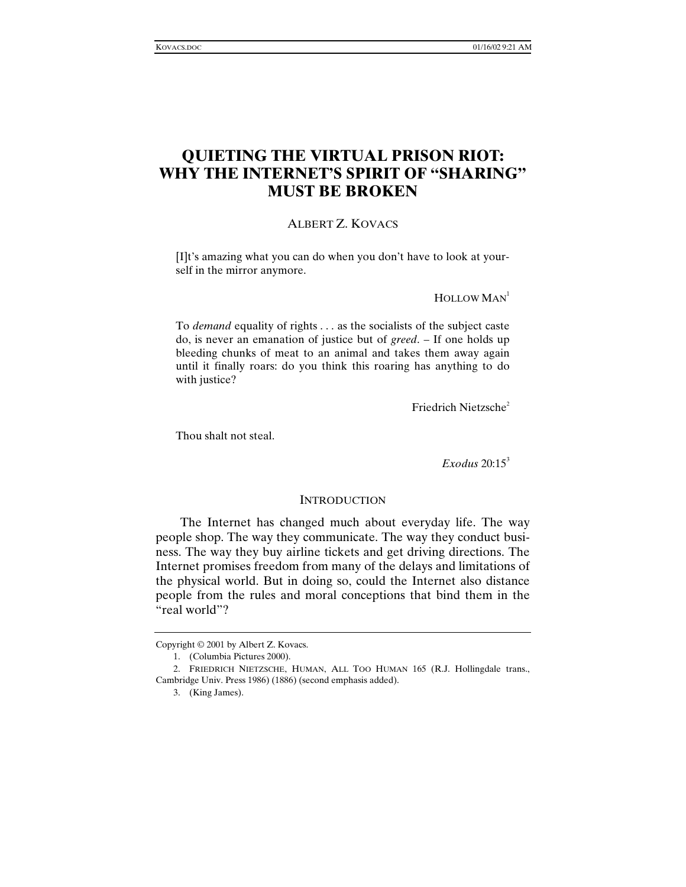# QUIETING THE VIRTUAL PRISON RIOT: WHY THE INTERNET'S SPIRIT OF "SHARING" MUST BE BROKEN

ALBERT Z. KOVACS

> [I]t's amazing what you can do when you don't have to look at yourself in the mirror anymore.
>
> HOLLOW MAN[1]

> To *demand* equality of rights . . . as the socialists of the subject caste do, is never an emanation of justice but of *greed*. – If one holds up bleeding chunks of meat to an animal and takes them away again until it finally roars: do you think this roaring has anything to do with justice?
>
> Friedrich Nietzsche[2]

> Thou shalt not steal.
>
> *Exodus* 20:15[3]

## INTRODUCTION

The Internet has changed much about everyday life. The way people shop. The way they communicate. The way they conduct business. The way they buy airline tickets and get driving directions. The Internet promises freedom from many of the delays and limitations of the physical world. But in doing so, could the Internet also distance people from the rules and moral conceptions that bind them in the "real world"?

---

Copyright © 2001 by Albert Z. Kovacs.

1. (Columbia Pictures 2000).

2. FRIEDRICH NIETZSCHE, HUMAN, ALL TOO HUMAN 165 (R.J. Hollingdale trans., Cambridge Univ. Press 1986) (1886) (second emphasis added).

3. (King James).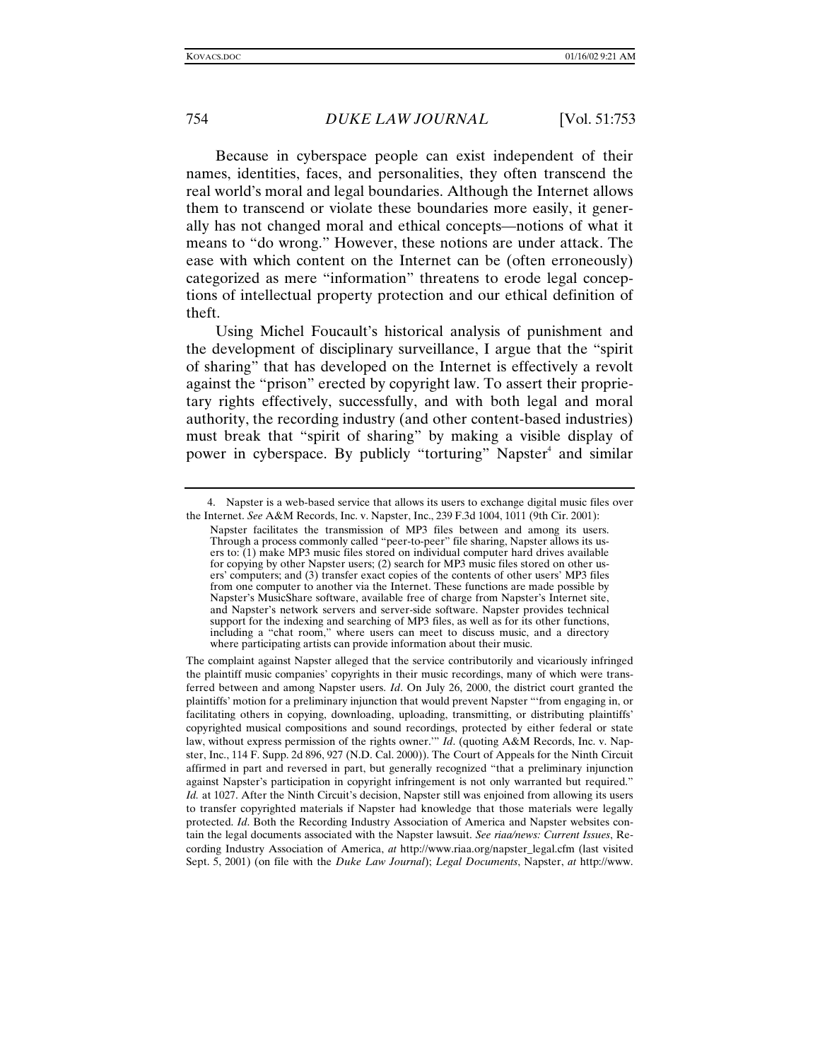Because in cyberspace people can exist independent of their names, identities, faces, and personalities, they often transcend the real world's moral and legal boundaries. Although the Internet allows them to transcend or violate these boundaries more easily, it generally has not changed moral and ethical concepts—notions of what it means to "do wrong." However, these notions are under attack. The ease with which content on the Internet can be (often erroneously) categorized as mere "information" threatens to erode legal conceptions of intellectual property protection and our ethical definition of theft.

Using Michel Foucault's historical analysis of punishment and the development of disciplinary surveillance, I argue that the "spirit of sharing" that has developed on the Internet is effectively a revolt against the "prison" erected by copyright law. To assert their proprietary rights effectively, successfully, and with both legal and moral authority, the recording industry (and other content-based industries) must break that "spirit of sharing" by making a visible display of power in cyberspace. By publicly "torturing" Napster[4] and similar

---

4. Napster is a web-based service that allows its users to exchange digital music files over the Internet. *See* A&M Records, Inc. v. Napster, Inc., 239 F.3d 1004, 1011 (9th Cir. 2001):

> Napster facilitates the transmission of MP3 files between and among its users. Through a process commonly called "peer-to-peer" file sharing, Napster allows its users to: (1) make MP3 music files stored on individual computer hard drives available for copying by other Napster users; (2) search for MP3 music files stored on other users' computers; and (3) transfer exact copies of the contents of other users' MP3 files from one computer to another via the Internet. These functions are made possible by Napster's MusicShare software, available free of charge from Napster's Internet site, and Napster's network servers and server-side software. Napster provides technical support for the indexing and searching of MP3 files, as well as for its other functions, including a "chat room," where users can meet to discuss music, and a directory where participating artists can provide information about their music.

The complaint against Napster alleged that the service contributorily and vicariously infringed the plaintiff music companies' copyrights in their music recordings, many of which were transferred between and among Napster users. *Id*. On July 26, 2000, the district court granted the plaintiffs' motion for a preliminary injunction that would prevent Napster "'from engaging in, or facilitating others in copying, downloading, uploading, transmitting, or distributing plaintiffs' copyrighted musical compositions and sound recordings, protected by either federal or state law, without express permission of the rights owner.'" *Id*. (quoting A&M Records, Inc. v. Napster, Inc., 114 F. Supp. 2d 896, 927 (N.D. Cal. 2000)). The Court of Appeals for the Ninth Circuit affirmed in part and reversed in part, but generally recognized "that a preliminary injunction against Napster's participation in copyright infringement is not only warranted but required." *Id.* at 1027. After the Ninth Circuit's decision, Napster still was enjoined from allowing its users to transfer copyrighted materials if Napster had knowledge that those materials were legally protected. *Id*. Both the Recording Industry Association of America and Napster websites contain the legal documents associated with the Napster lawsuit. *See riaa/news: Current Issues*, Recording Industry Association of America, *at* http://www.riaa.org/napster_legal.cfm (last visited Sept. 5, 2001) (on file with the *Duke Law Journal*); *Legal Documents*, Napster, *at* http://www.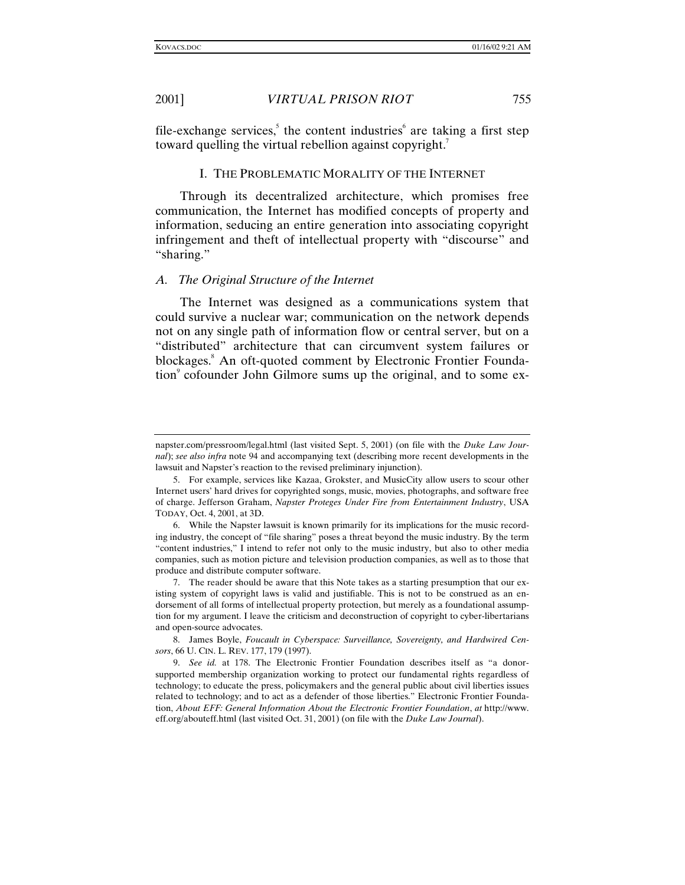file-exchange services,[5] the content industries[6] are taking a first step toward quelling the virtual rebellion against copyright.[7]

## I. THE PROBLEMATIC MORALITY OF THE INTERNET

Through its decentralized architecture, which promises free communication, the Internet has modified concepts of property and information, seducing an entire generation into associating copyright infringement and theft of intellectual property with "discourse" and "sharing."

### *A. The Original Structure of the Internet*

The Internet was designed as a communications system that could survive a nuclear war; communication on the network depends not on any single path of information flow or central server, but on a "distributed" architecture that can circumvent system failures or blockages.[8] An oft-quoted comment by Electronic Frontier Foundation[9] cofounder John Gilmore sums up the original, and to some ex-

---

napster.com/pressroom/legal.html (last visited Sept. 5, 2001) (on file with the *Duke Law Journal*); *see also infra* note 94 and accompanying text (describing more recent developments in the lawsuit and Napster's reaction to the revised preliminary injunction).

5. For example, services like Kazaa, Grokster, and MusicCity allow users to scour other Internet users' hard drives for copyrighted songs, music, movies, photographs, and software free of charge. Jefferson Graham, *Napster Proteges Under Fire from Entertainment Industry*, USA TODAY, Oct. 4, 2001, at 3D.

6. While the Napster lawsuit is known primarily for its implications for the music recording industry, the concept of "file sharing" poses a threat beyond the music industry. By the term "content industries," I intend to refer not only to the music industry, but also to other media companies, such as motion picture and television production companies, as well as to those that produce and distribute computer software.

7. The reader should be aware that this Note takes as a starting presumption that our existing system of copyright laws is valid and justifiable. This is not to be construed as an endorsement of all forms of intellectual property protection, but merely as a foundational assumption for my argument. I leave the criticism and deconstruction of copyright to cyber-libertarians and open-source advocates.

8. James Boyle, *Foucault in Cyberspace: Surveillance, Sovereignty, and Hardwired Censors*, 66 U. CIN. L. REV. 177, 179 (1997).

9. *See id.* at 178. The Electronic Frontier Foundation describes itself as "a donor-supported membership organization working to protect our fundamental rights regardless of technology; to educate the press, policymakers and the general public about civil liberties issues related to technology; and to act as a defender of those liberties." Electronic Frontier Foundation, *About EFF: General Information About the Electronic Frontier Foundation*, *at* http://www.eff.org/abouteff.html (last visited Oct. 31, 2001) (on file with the *Duke Law Journal*).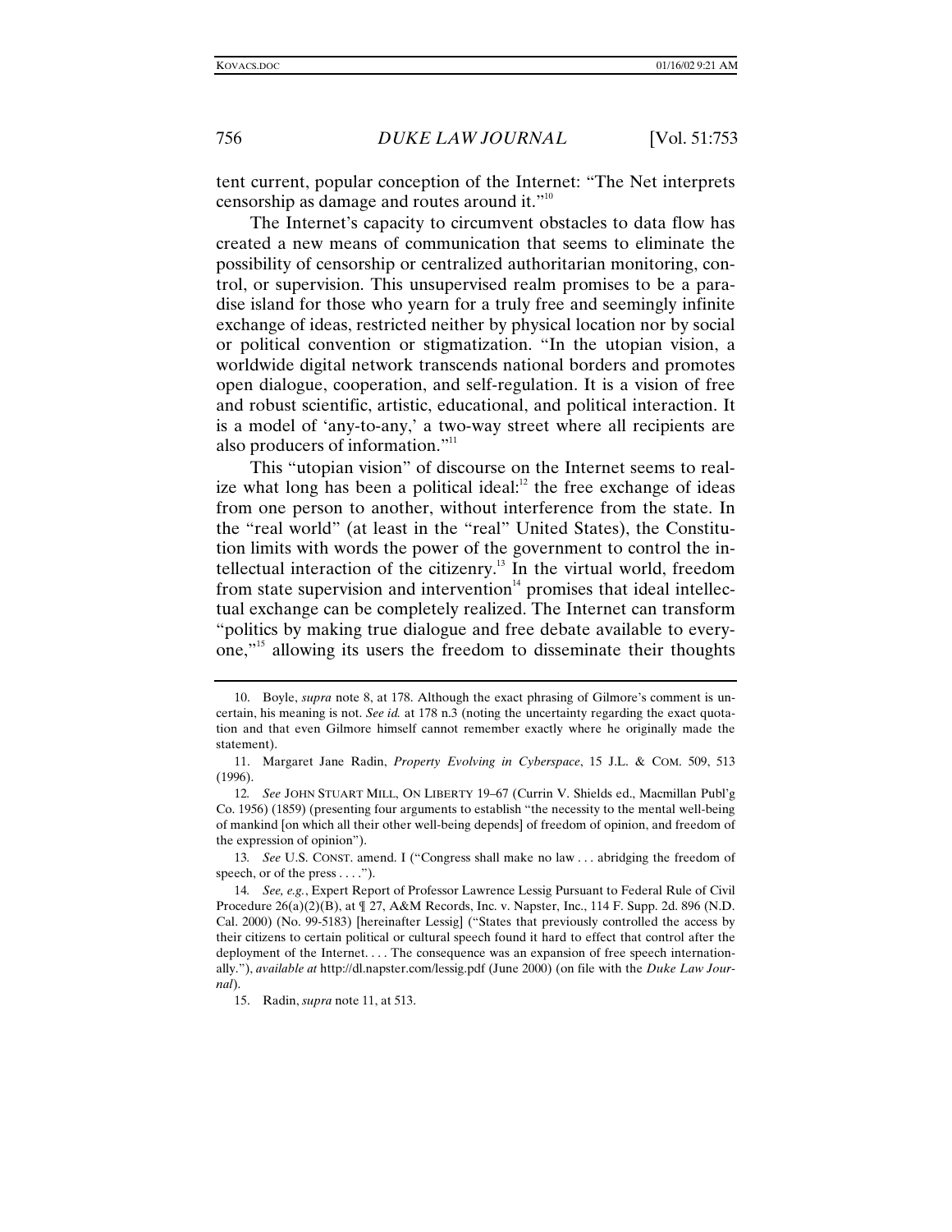tent current, popular conception of the Internet: "The Net interprets censorship as damage and routes around it."[10]

The Internet's capacity to circumvent obstacles to data flow has created a new means of communication that seems to eliminate the possibility of censorship or centralized authoritarian monitoring, control, or supervision. This unsupervised realm promises to be a paradise island for those who yearn for a truly free and seemingly infinite exchange of ideas, restricted neither by physical location nor by social or political convention or stigmatization. "In the utopian vision, a worldwide digital network transcends national borders and promotes open dialogue, cooperation, and self-regulation. It is a vision of free and robust scientific, artistic, educational, and political interaction. It is a model of 'any-to-any,' a two-way street where all recipients are also producers of information."[11]

This "utopian vision" of discourse on the Internet seems to realize what long has been a political ideal:[12] the free exchange of ideas from one person to another, without interference from the state. In the "real world" (at least in the "real" United States), the Constitution limits with words the power of the government to control the intellectual interaction of the citizenry.[13] In the virtual world, freedom from state supervision and intervention[14] promises that ideal intellectual exchange can be completely realized. The Internet can transform "politics by making true dialogue and free debate available to everyone,"[15] allowing its users the freedom to disseminate their thoughts

---

10. Boyle, *supra* note 8, at 178. Although the exact phrasing of Gilmore's comment is uncertain, his meaning is not. *See id.* at 178 n.3 (noting the uncertainty regarding the exact quotation and that even Gilmore himself cannot remember exactly where he originally made the statement).

11. Margaret Jane Radin, *Property Evolving in Cyberspace*, 15 J.L. & COM. 509, 513 (1996).

12. *See* JOHN STUART MILL, ON LIBERTY 19–67 (Currin V. Shields ed., Macmillan Publ'g Co. 1956) (1859) (presenting four arguments to establish "the necessity to the mental well-being of mankind [on which all their other well-being depends] of freedom of opinion, and freedom of the expression of opinion").

13. *See* U.S. CONST. amend. I ("Congress shall make no law . . . abridging the freedom of speech, or of the press . . . .").

14. *See, e.g.*, Expert Report of Professor Lawrence Lessig Pursuant to Federal Rule of Civil Procedure 26(a)(2)(B), at ¶ 27, A&M Records, Inc. v. Napster, Inc., 114 F. Supp. 2d. 896 (N.D. Cal. 2000) (No. 99-5183) [hereinafter Lessig] ("States that previously controlled the access by their citizens to certain political or cultural speech found it hard to effect that control after the deployment of the Internet. . . . The consequence was an expansion of free speech internationally."), *available at* http://dl.napster.com/lessig.pdf (June 2000) (on file with the *Duke Law Journal*).

15. Radin, *supra* note 11, at 513.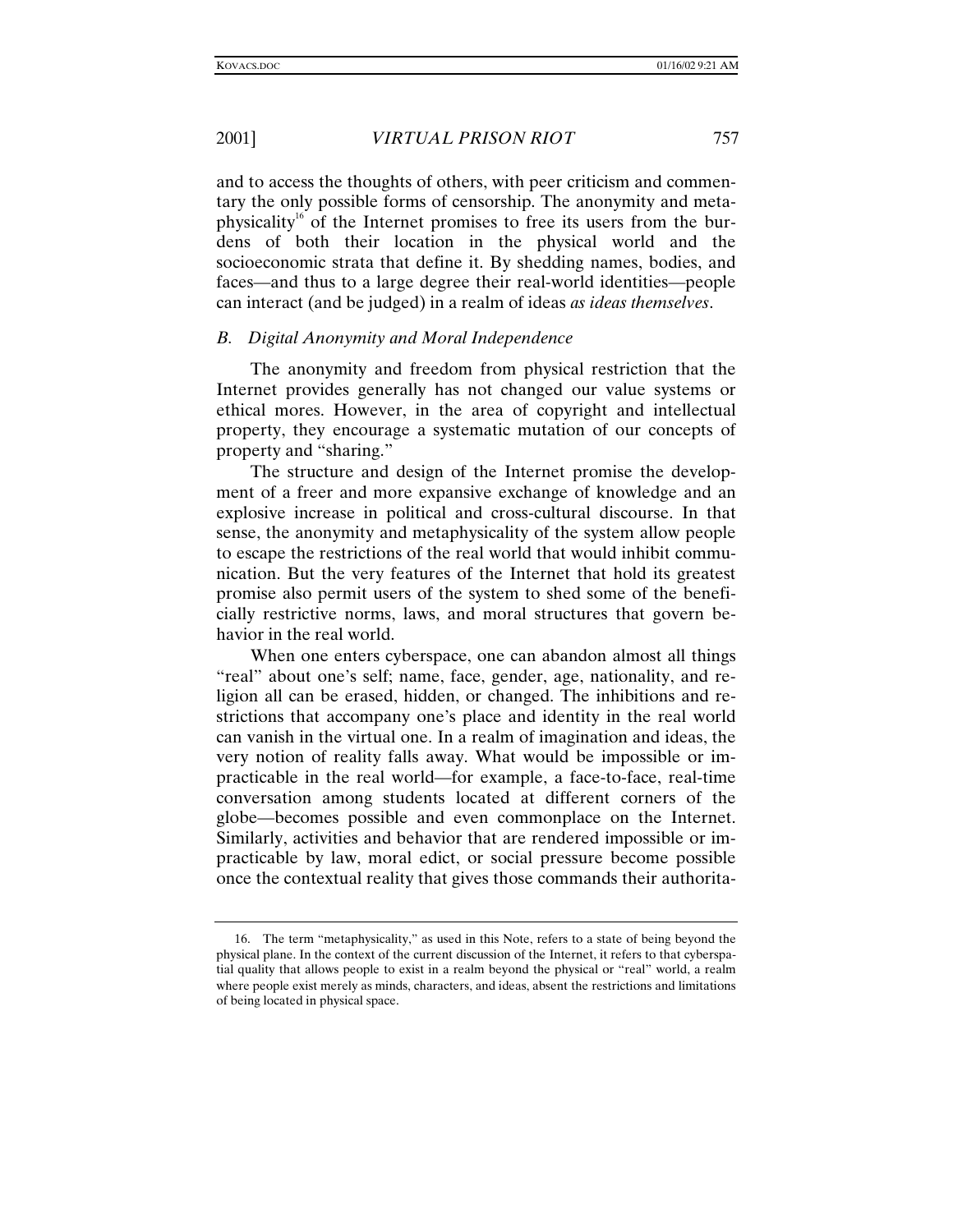and to access the thoughts of others, with peer criticism and commentary the only possible forms of censorship. The anonymity and metaphysicality[16] of the Internet promises to free its users from the burdens of both their location in the physical world and the socioeconomic strata that define it. By shedding names, bodies, and faces—and thus to a large degree their real-world identities—people can interact (and be judged) in a realm of ideas *as ideas themselves*.

### *B. Digital Anonymity and Moral Independence*

The anonymity and freedom from physical restriction that the Internet provides generally has not changed our value systems or ethical mores. However, in the area of copyright and intellectual property, they encourage a systematic mutation of our concepts of property and "sharing."

The structure and design of the Internet promise the development of a freer and more expansive exchange of knowledge and an explosive increase in political and cross-cultural discourse. In that sense, the anonymity and metaphysicality of the system allow people to escape the restrictions of the real world that would inhibit communication. But the very features of the Internet that hold its greatest promise also permit users of the system to shed some of the beneficially restrictive norms, laws, and moral structures that govern behavior in the real world.

When one enters cyberspace, one can abandon almost all things "real" about one's self; name, face, gender, age, nationality, and religion all can be erased, hidden, or changed. The inhibitions and restrictions that accompany one's place and identity in the real world can vanish in the virtual one. In a realm of imagination and ideas, the very notion of reality falls away. What would be impossible or impracticable in the real world—for example, a face-to-face, real-time conversation among students located at different corners of the globe—becomes possible and even commonplace on the Internet. Similarly, activities and behavior that are rendered impossible or impracticable by law, moral edict, or social pressure become possible once the contextual reality that gives those commands their authorita-

---

16. The term "metaphysicality," as used in this Note, refers to a state of being beyond the physical plane. In the context of the current discussion of the Internet, it refers to that cyberspatial quality that allows people to exist in a realm beyond the physical or "real" world, a realm where people exist merely as minds, characters, and ideas, absent the restrictions and limitations of being located in physical space.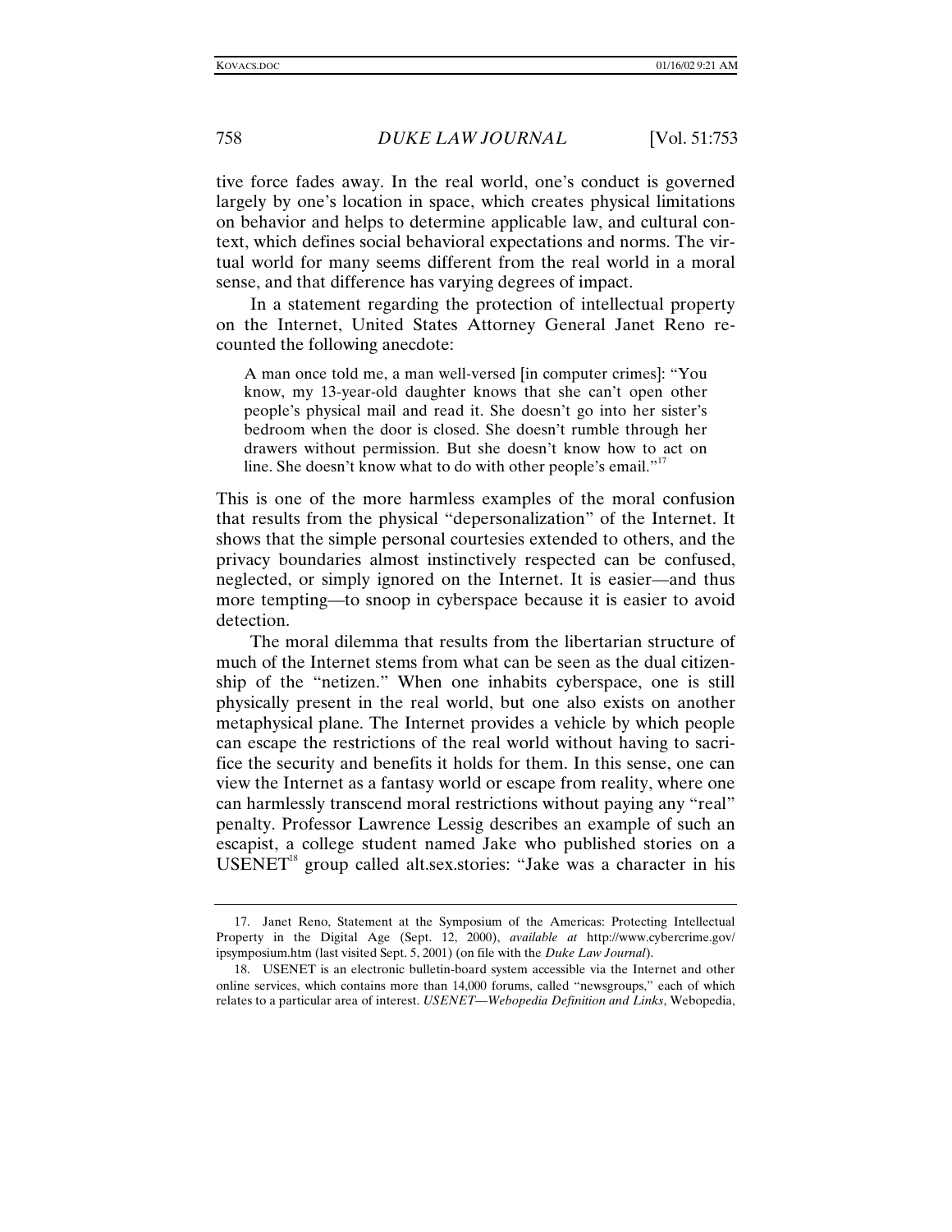tive force fades away. In the real world, one's conduct is governed largely by one's location in space, which creates physical limitations on behavior and helps to determine applicable law, and cultural context, which defines social behavioral expectations and norms. The virtual world for many seems different from the real world in a moral sense, and that difference has varying degrees of impact.

In a statement regarding the protection of intellectual property on the Internet, United States Attorney General Janet Reno recounted the following anecdote:

> A man once told me, a man well-versed [in computer crimes]: "You know, my 13-year-old daughter knows that she can't open other people's physical mail and read it. She doesn't go into her sister's bedroom when the door is closed. She doesn't rumble through her drawers without permission. But she doesn't know how to act on line. She doesn't know what to do with other people's email."[17]

This is one of the more harmless examples of the moral confusion that results from the physical "depersonalization" of the Internet. It shows that the simple personal courtesies extended to others, and the privacy boundaries almost instinctively respected can be confused, neglected, or simply ignored on the Internet. It is easier—and thus more tempting—to snoop in cyberspace because it is easier to avoid detection.

The moral dilemma that results from the libertarian structure of much of the Internet stems from what can be seen as the dual citizenship of the "netizen." When one inhabits cyberspace, one is still physically present in the real world, but one also exists on another metaphysical plane. The Internet provides a vehicle by which people can escape the restrictions of the real world without having to sacrifice the security and benefits it holds for them. In this sense, one can view the Internet as a fantasy world or escape from reality, where one can harmlessly transcend moral restrictions without paying any "real" penalty. Professor Lawrence Lessig describes an example of such an escapist, a college student named Jake who published stories on a USENET[18] group called alt.sex.stories: "Jake was a character in his

---

17. Janet Reno, Statement at the Symposium of the Americas: Protecting Intellectual Property in the Digital Age (Sept. 12, 2000), *available at* http://www.cybercrime.gov/ipsymposium.htm (last visited Sept. 5, 2001) (on file with the *Duke Law Journal*).

18. USENET is an electronic bulletin-board system accessible via the Internet and other online services, which contains more than 14,000 forums, called "newsgroups," each of which relates to a particular area of interest. *USENET—Webopedia Definition and Links*, Webopedia,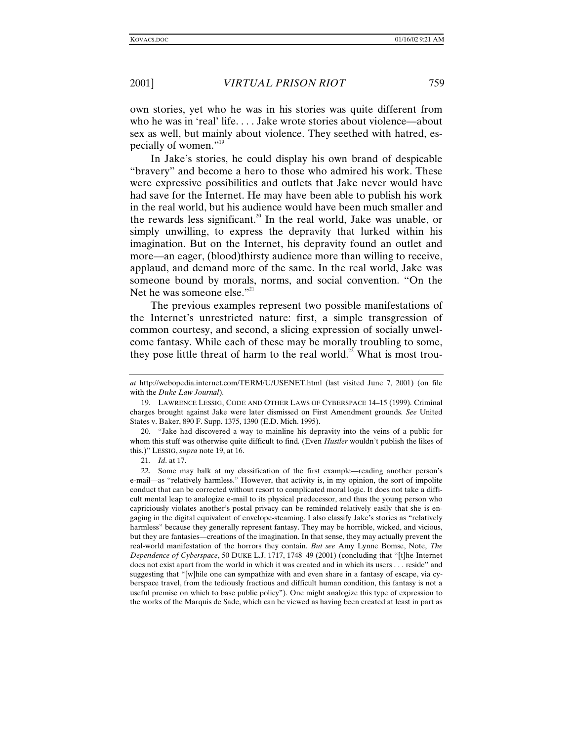own stories, yet who he was in his stories was quite different from who he was in 'real' life. . . . Jake wrote stories about violence—about sex as well, but mainly about violence. They seethed with hatred, especially of women."[19]

In Jake's stories, he could display his own brand of despicable "bravery" and become a hero to those who admired his work. These were expressive possibilities and outlets that Jake never would have had save for the Internet. He may have been able to publish his work in the real world, but his audience would have been much smaller and the rewards less significant.[20] In the real world, Jake was unable, or simply unwilling, to express the depravity that lurked within his imagination. But on the Internet, his depravity found an outlet and more—an eager, (blood)thirsty audience more than willing to receive, applaud, and demand more of the same. In the real world, Jake was someone bound by morals, norms, and social convention. "On the Net he was someone else."[21]

The previous examples represent two possible manifestations of the Internet's unrestricted nature: first, a simple transgression of common courtesy, and second, a slicing expression of socially unwelcome fantasy. While each of these may be morally troubling to some, they pose little threat of harm to the real world.[22] What is most trou-

---

*at* http://webopedia.internet.com/TERM/U/USENET.html (last visited June 7, 2001) (on file with the *Duke Law Journal*).

19. LAWRENCE LESSIG, CODE AND OTHER LAWS OF CYBERSPACE 14–15 (1999). Criminal charges brought against Jake were later dismissed on First Amendment grounds. *See* United States v. Baker, 890 F. Supp. 1375, 1390 (E.D. Mich. 1995).

20. "Jake had discovered a way to mainline his depravity into the veins of a public for whom this stuff was otherwise quite difficult to find. (Even *Hustler* wouldn't publish the likes of this.)" LESSIG, *supra* note 19, at 16.

21. *Id.* at 17.

22. Some may balk at my classification of the first example—reading another person's e-mail—as "relatively harmless." However, that activity is, in my opinion, the sort of impolite conduct that can be corrected without resort to complicated moral logic. It does not take a difficult mental leap to analogize e-mail to its physical predecessor, and thus the young person who capriciously violates another's postal privacy can be reminded relatively easily that she is engaging in the digital equivalent of envelope-steaming. I also classify Jake's stories as "relatively harmless" because they generally represent fantasy. They may be horrible, wicked, and vicious, but they are fantasies—creations of the imagination. In that sense, they may actually prevent the real-world manifestation of the horrors they contain. *But see* Amy Lynne Bomse, Note, *The Dependence of Cyberspace*, 50 DUKE L.J. 1717, 1748–49 (2001) (concluding that "[t]he Internet does not exist apart from the world in which it was created and in which its users . . . reside" and suggesting that "[w]hile one can sympathize with and even share in a fantasy of escape, via cyberspace travel, from the tediously fractious and difficult human condition, this fantasy is not a useful premise on which to base public policy"). One might analogize this type of expression to the works of the Marquis de Sade, which can be viewed as having been created at least in part as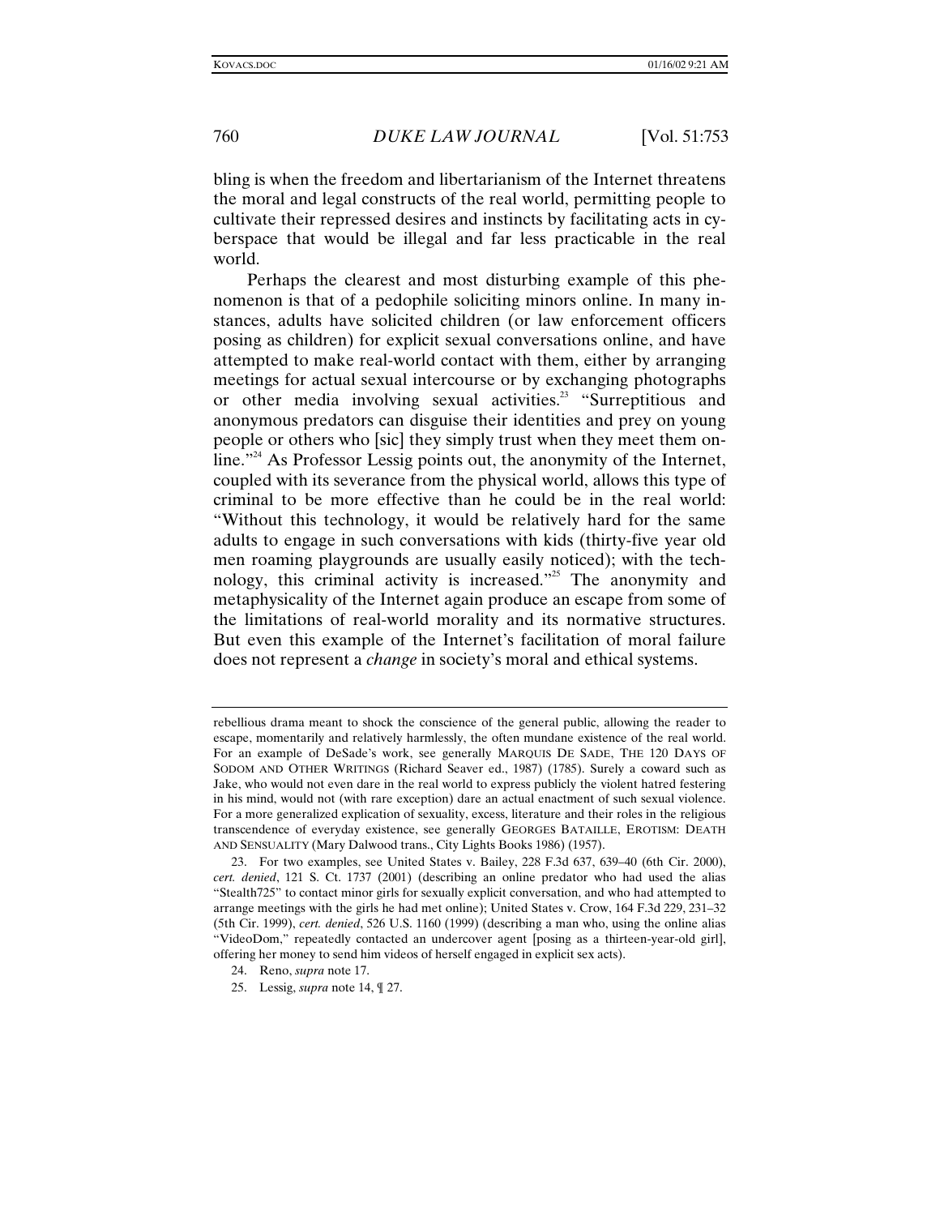bling is when the freedom and libertarianism of the Internet threatens the moral and legal constructs of the real world, permitting people to cultivate their repressed desires and instincts by facilitating acts in cyberspace that would be illegal and far less practicable in the real world.

Perhaps the clearest and most disturbing example of this phenomenon is that of a pedophile soliciting minors online. In many instances, adults have solicited children (or law enforcement officers posing as children) for explicit sexual conversations online, and have attempted to make real-world contact with them, either by arranging meetings for actual sexual intercourse or by exchanging photographs or other media involving sexual activities.[23] "Surreptitious and anonymous predators can disguise their identities and prey on young people or others who [sic] they simply trust when they meet them online."[24] As Professor Lessig points out, the anonymity of the Internet, coupled with its severance from the physical world, allows this type of criminal to be more effective than he could be in the real world: "Without this technology, it would be relatively hard for the same adults to engage in such conversations with kids (thirty-five year old men roaming playgrounds are usually easily noticed); with the technology, this criminal activity is increased."[25] The anonymity and metaphysicality of the Internet again produce an escape from some of the limitations of real-world morality and its normative structures. But even this example of the Internet's facilitation of moral failure does not represent a *change* in society's moral and ethical systems.

---

rebellious drama meant to shock the conscience of the general public, allowing the reader to escape, momentarily and relatively harmlessly, the often mundane existence of the real world. For an example of DeSade's work, see generally MARQUIS DE SADE, THE 120 DAYS OF SODOM AND OTHER WRITINGS (Richard Seaver ed., 1987) (1785). Surely a coward such as Jake, who would not even dare in the real world to express publicly the violent hatred festering in his mind, would not (with rare exception) dare an actual enactment of such sexual violence. For a more generalized explication of sexuality, excess, literature and their roles in the religious transcendence of everyday existence, see generally GEORGES BATAILLE, EROTISM: DEATH AND SENSUALITY (Mary Dalwood trans., City Lights Books 1986) (1957).

23. For two examples, see United States v. Bailey, 228 F.3d 637, 639–40 (6th Cir. 2000), *cert. denied*, 121 S. Ct. 1737 (2001) (describing an online predator who had used the alias "Stealth725" to contact minor girls for sexually explicit conversation, and who had attempted to arrange meetings with the girls he had met online); United States v. Crow, 164 F.3d 229, 231–32 (5th Cir. 1999), *cert. denied*, 526 U.S. 1160 (1999) (describing a man who, using the online alias "VideoDom," repeatedly contacted an undercover agent [posing as a thirteen-year-old girl], offering her money to send him videos of herself engaged in explicit sex acts).

24. Reno, *supra* note 17.

25. Lessig, *supra* note 14, ¶ 27.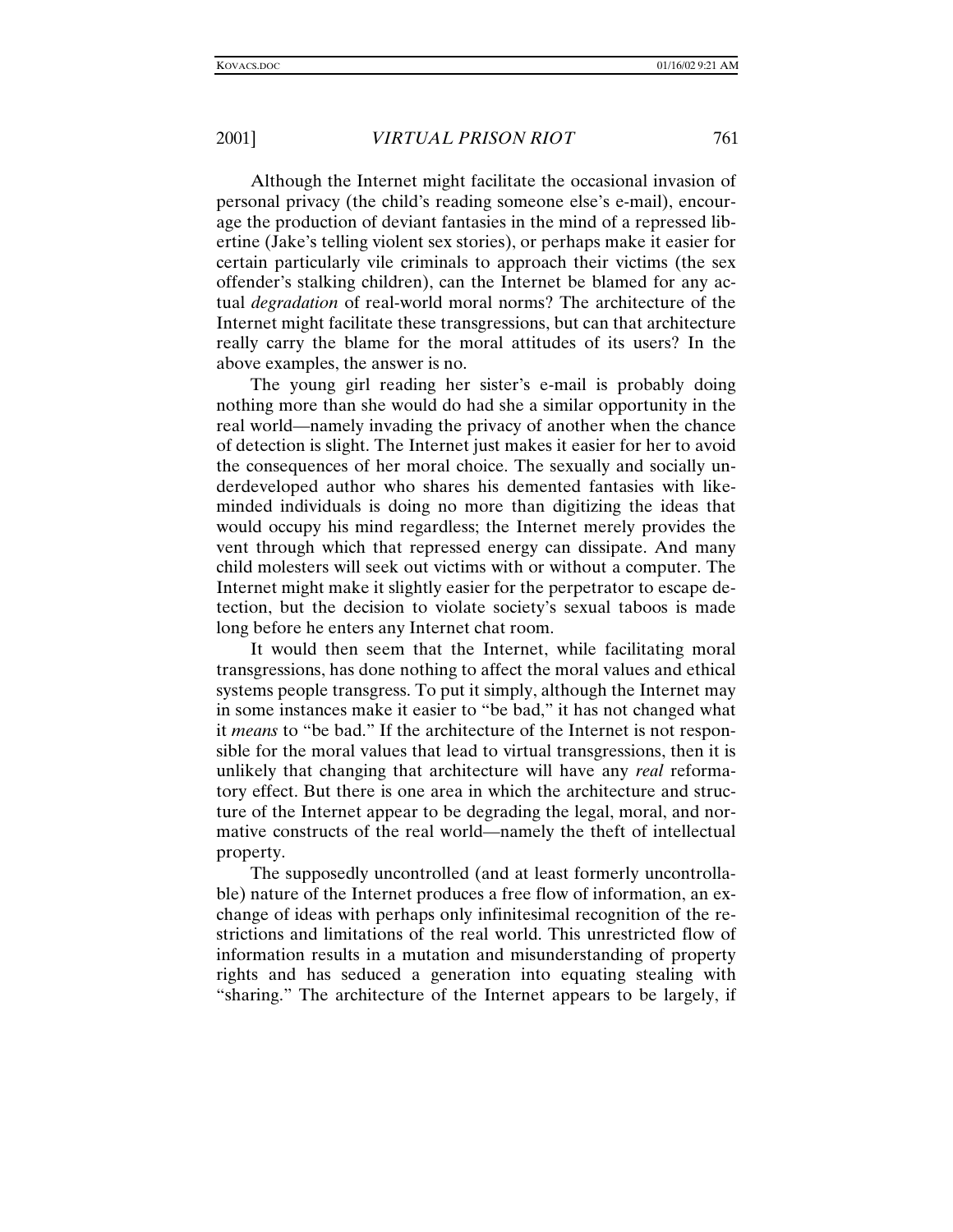Although the Internet might facilitate the occasional invasion of personal privacy (the child's reading someone else's e-mail), encourage the production of deviant fantasies in the mind of a repressed libertine (Jake's telling violent sex stories), or perhaps make it easier for certain particularly vile criminals to approach their victims (the sex offender's stalking children), can the Internet be blamed for any actual *degradation* of real-world moral norms? The architecture of the Internet might facilitate these transgressions, but can that architecture really carry the blame for the moral attitudes of its users? In the above examples, the answer is no.

The young girl reading her sister's e-mail is probably doing nothing more than she would do had she a similar opportunity in the real world—namely invading the privacy of another when the chance of detection is slight. The Internet just makes it easier for her to avoid the consequences of her moral choice. The sexually and socially underdeveloped author who shares his demented fantasies with like-minded individuals is doing no more than digitizing the ideas that would occupy his mind regardless; the Internet merely provides the vent through which that repressed energy can dissipate. And many child molesters will seek out victims with or without a computer. The Internet might make it slightly easier for the perpetrator to escape detection, but the decision to violate society's sexual taboos is made long before he enters any Internet chat room.

It would then seem that the Internet, while facilitating moral transgressions, has done nothing to affect the moral values and ethical systems people transgress. To put it simply, although the Internet may in some instances make it easier to "be bad," it has not changed what it *means* to "be bad." If the architecture of the Internet is not responsible for the moral values that lead to virtual transgressions, then it is unlikely that changing that architecture will have any *real* reformatory effect. But there is one area in which the architecture and structure of the Internet appear to be degrading the legal, moral, and normative constructs of the real world—namely the theft of intellectual property.

The supposedly uncontrolled (and at least formerly uncontrollable) nature of the Internet produces a free flow of information, an exchange of ideas with perhaps only infinitesimal recognition of the restrictions and limitations of the real world. This unrestricted flow of information results in a mutation and misunderstanding of property rights and has seduced a generation into equating stealing with "sharing." The architecture of the Internet appears to be largely, if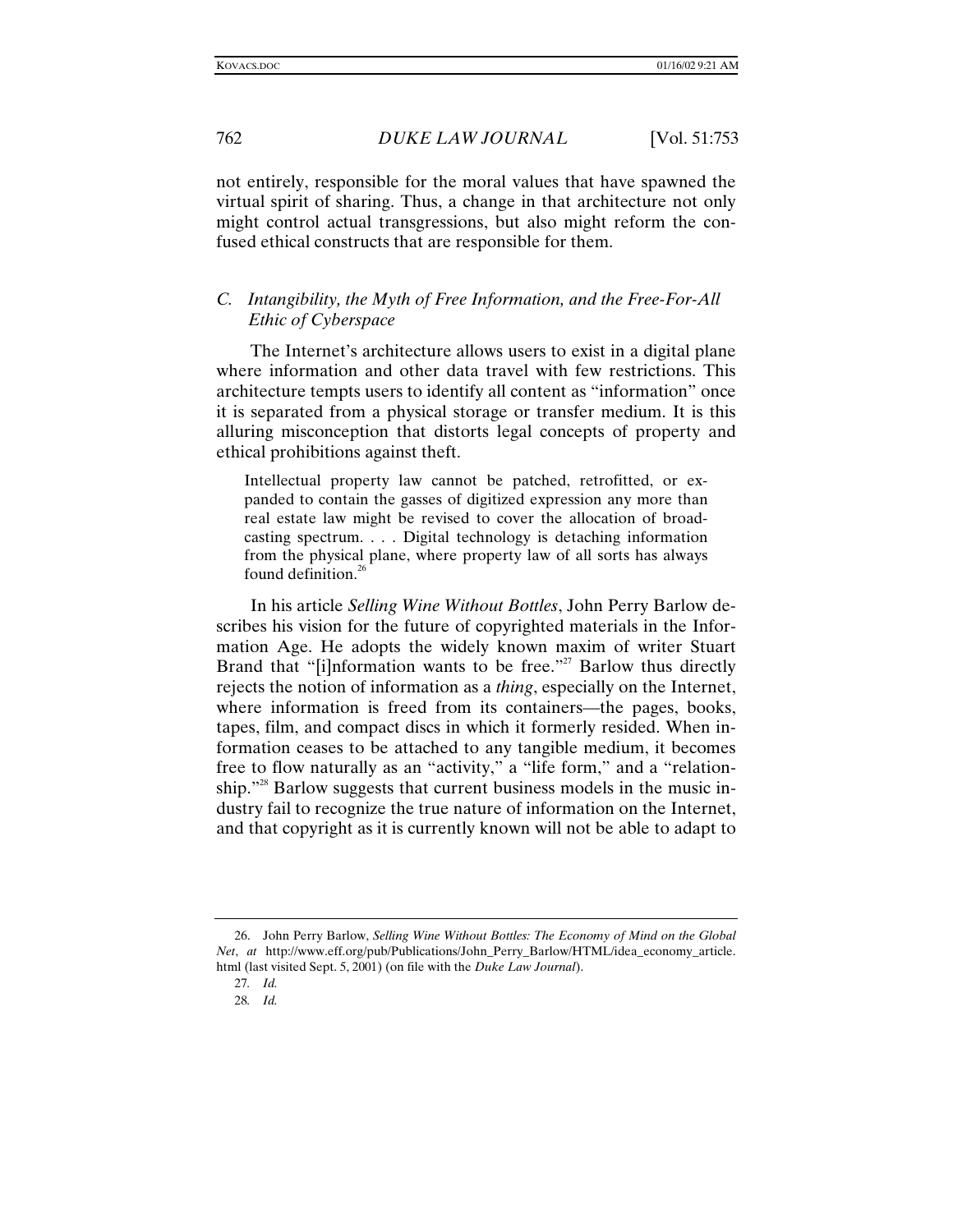not entirely, responsible for the moral values that have spawned the virtual spirit of sharing. Thus, a change in that architecture not only might control actual transgressions, but also might reform the confused ethical constructs that are responsible for them.

### C. *Intangibility, the Myth of Free Information, and the Free-For-All Ethic of Cyberspace*

The Internet's architecture allows users to exist in a digital plane where information and other data travel with few restrictions. This architecture tempts users to identify all content as "information" once it is separated from a physical storage or transfer medium. It is this alluring misconception that distorts legal concepts of property and ethical prohibitions against theft.

> Intellectual property law cannot be patched, retrofitted, or expanded to contain the gasses of digitized expression any more than real estate law might be revised to cover the allocation of broadcasting spectrum. . . . Digital technology is detaching information from the physical plane, where property law of all sorts has always found definition.[26]

In his article *Selling Wine Without Bottles*, John Perry Barlow describes his vision for the future of copyrighted materials in the Information Age. He adopts the widely known maxim of writer Stuart Brand that "[i]nformation wants to be free."[27] Barlow thus directly rejects the notion of information as a *thing*, especially on the Internet, where information is freed from its containers—the pages, books, tapes, film, and compact discs in which it formerly resided. When information ceases to be attached to any tangible medium, it becomes free to flow naturally as an "activity," a "life form," and a "relationship."[28] Barlow suggests that current business models in the music industry fail to recognize the true nature of information on the Internet, and that copyright as it is currently known will not be able to adapt to

---

26. John Perry Barlow, *Selling Wine Without Bottles: The Economy of Mind on the Global Net*, *at* http://www.eff.org/pub/Publications/John_Perry_Barlow/HTML/idea_economy_article.html (last visited Sept. 5, 2001) (on file with the *Duke Law Journal*).

27. *Id.*

28. *Id.*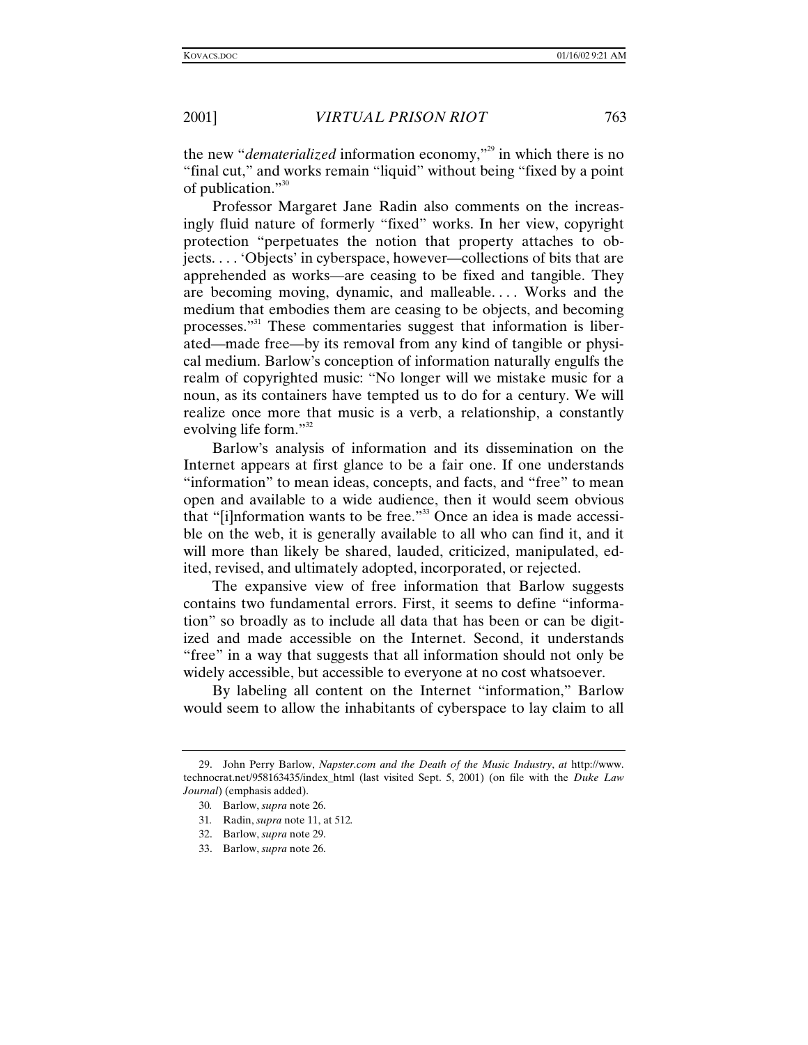the new "*dematerialized* information economy,"[29] in which there is no "final cut," and works remain "liquid" without being "fixed by a point of publication."[30]

Professor Margaret Jane Radin also comments on the increasingly fluid nature of formerly "fixed" works. In her view, copyright protection "perpetuates the notion that property attaches to objects. . . . 'Objects' in cyberspace, however—collections of bits that are apprehended as works—are ceasing to be fixed and tangible. They are becoming moving, dynamic, and malleable. . . . Works and the medium that embodies them are ceasing to be objects, and becoming processes."[31] These commentaries suggest that information is liberated—made free—by its removal from any kind of tangible or physical medium. Barlow's conception of information naturally engulfs the realm of copyrighted music: "No longer will we mistake music for a noun, as its containers have tempted us to do for a century. We will realize once more that music is a verb, a relationship, a constantly evolving life form."[32]

Barlow's analysis of information and its dissemination on the Internet appears at first glance to be a fair one. If one understands "information" to mean ideas, concepts, and facts, and "free" to mean open and available to a wide audience, then it would seem obvious that "[i]nformation wants to be free."[33] Once an idea is made accessible on the web, it is generally available to all who can find it, and it will more than likely be shared, lauded, criticized, manipulated, edited, revised, and ultimately adopted, incorporated, or rejected.

The expansive view of free information that Barlow suggests contains two fundamental errors. First, it seems to define "information" so broadly as to include all data that has been or can be digitized and made accessible on the Internet. Second, it understands "free" in a way that suggests that all information should not only be widely accessible, but accessible to everyone at no cost whatsoever.

By labeling all content on the Internet "information," Barlow would seem to allow the inhabitants of cyberspace to lay claim to all

---

29. John Perry Barlow, *Napster.com and the Death of the Music Industry*, *at* http://www.technocrat.net/958163435/index_html (last visited Sept. 5, 2001) (on file with the *Duke Law Journal*) (emphasis added).

30. Barlow, *supra* note 26.

31. Radin, *supra* note 11, at 512.

32. Barlow, *supra* note 29.

33. Barlow, *supra* note 26.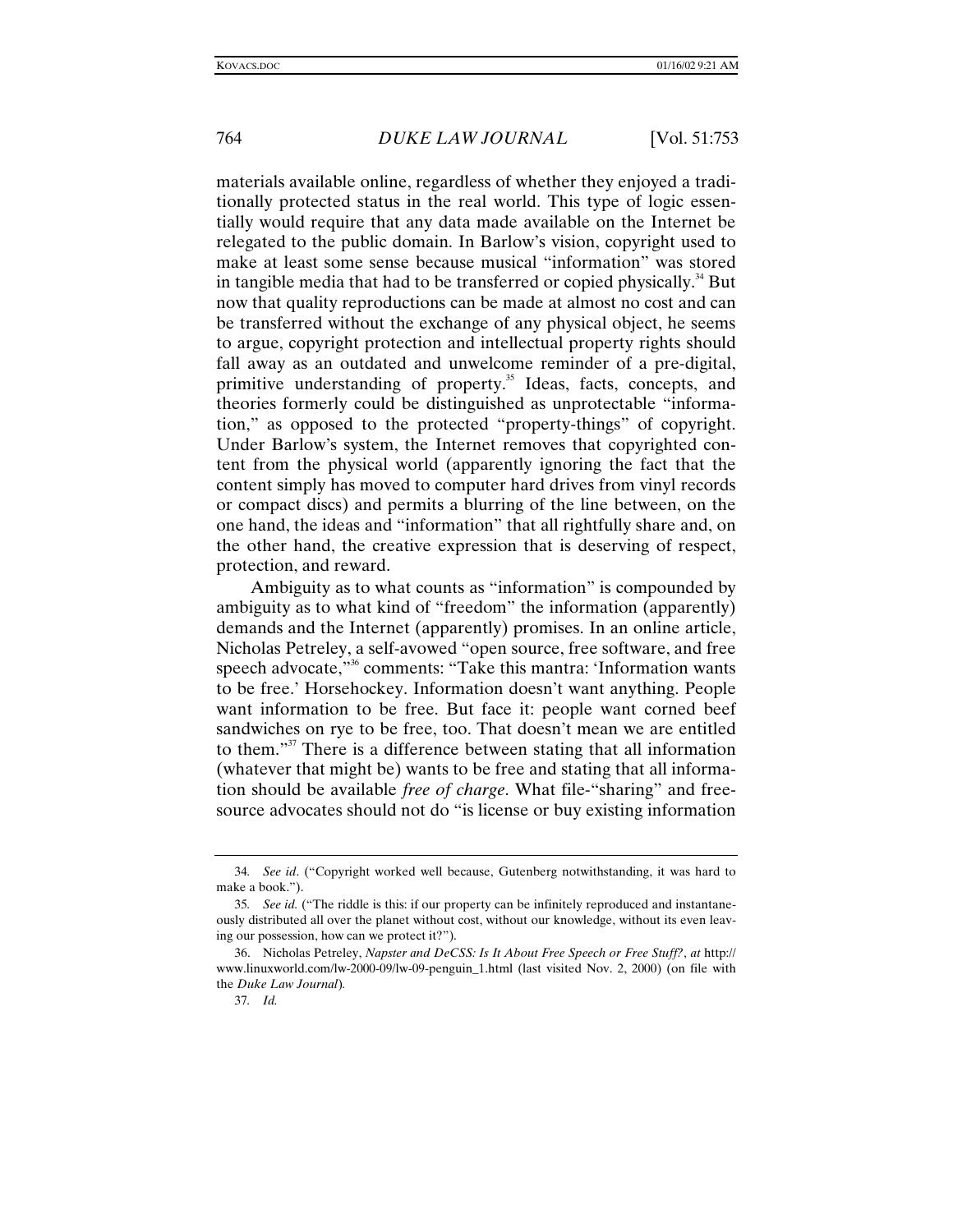materials available online, regardless of whether they enjoyed a traditionally protected status in the real world. This type of logic essentially would require that any data made available on the Internet be relegated to the public domain. In Barlow's vision, copyright used to make at least some sense because musical "information" was stored in tangible media that had to be transferred or copied physically.[34] But now that quality reproductions can be made at almost no cost and can be transferred without the exchange of any physical object, he seems to argue, copyright protection and intellectual property rights should fall away as an outdated and unwelcome reminder of a pre-digital, primitive understanding of property.[35] Ideas, facts, concepts, and theories formerly could be distinguished as unprotectable "information," as opposed to the protected "property-things" of copyright. Under Barlow's system, the Internet removes that copyrighted content from the physical world (apparently ignoring the fact that the content simply has moved to computer hard drives from vinyl records or compact discs) and permits a blurring of the line between, on the one hand, the ideas and "information" that all rightfully share and, on the other hand, the creative expression that is deserving of respect, protection, and reward.

Ambiguity as to what counts as "information" is compounded by ambiguity as to what kind of "freedom" the information (apparently) demands and the Internet (apparently) promises. In an online article, Nicholas Petreley, a self-avowed "open source, free software, and free speech advocate,"[36] comments: "Take this mantra: 'Information wants to be free.' Horsehockey. Information doesn't want anything. People want information to be free. But face it: people want corned beef sandwiches on rye to be free, too. That doesn't mean we are entitled to them."[37] There is a difference between stating that all information (whatever that might be) wants to be free and stating that all information should be available *free of charge*. What file-"sharing" and free-source advocates should not do "is license or buy existing information

---

34. *See id*. ("Copyright worked well because, Gutenberg notwithstanding, it was hard to make a book.").

35. *See id.* ("The riddle is this: if our property can be infinitely reproduced and instantaneously distributed all over the planet without cost, without our knowledge, without its even leaving our possession, how can we protect it?").

36. Nicholas Petreley, *Napster and DeCSS: Is It About Free Speech or Free Stuff?*, *at* http://www.linuxworld.com/lw-2000-09/lw-09-penguin_1.html (last visited Nov. 2, 2000) (on file with the *Duke Law Journal*).

37. *Id.*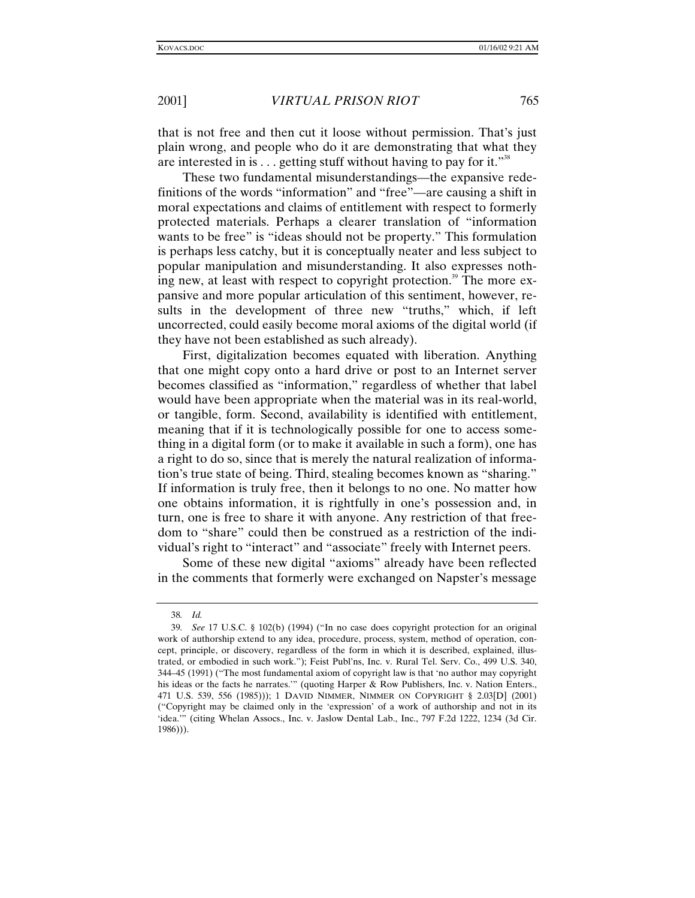that is not free and then cut it loose without permission. That's just plain wrong, and people who do it are demonstrating that what they are interested in is . . . getting stuff without having to pay for it."[38]

These two fundamental misunderstandings—the expansive redefinitions of the words "information" and "free"—are causing a shift in moral expectations and claims of entitlement with respect to formerly protected materials. Perhaps a clearer translation of "information wants to be free" is "ideas should not be property." This formulation is perhaps less catchy, but it is conceptually neater and less subject to popular manipulation and misunderstanding. It also expresses nothing new, at least with respect to copyright protection.[39] The more expansive and more popular articulation of this sentiment, however, results in the development of three new "truths," which, if left uncorrected, could easily become moral axioms of the digital world (if they have not been established as such already).

First, digitalization becomes equated with liberation. Anything that one might copy onto a hard drive or post to an Internet server becomes classified as "information," regardless of whether that label would have been appropriate when the material was in its real-world, or tangible, form. Second, availability is identified with entitlement, meaning that if it is technologically possible for one to access something in a digital form (or to make it available in such a form), one has a right to do so, since that is merely the natural realization of information's true state of being. Third, stealing becomes known as "sharing." If information is truly free, then it belongs to no one. No matter how one obtains information, it is rightfully in one's possession and, in turn, one is free to share it with anyone. Any restriction of that freedom to "share" could then be construed as a restriction of the individual's right to "interact" and "associate" freely with Internet peers.

Some of these new digital "axioms" already have been reflected in the comments that formerly were exchanged on Napster's message

---

38. *Id.*

39. *See* 17 U.S.C. § 102(b) (1994) ("In no case does copyright protection for an original work of authorship extend to any idea, procedure, process, system, method of operation, concept, principle, or discovery, regardless of the form in which it is described, explained, illustrated, or embodied in such work."); Feist Publ'ns, Inc. v. Rural Tel. Serv. Co., 499 U.S. 340, 344–45 (1991) ("The most fundamental axiom of copyright law is that 'no author may copyright his ideas or the facts he narrates.'" (quoting Harper & Row Publishers, Inc. v. Nation Enters., 471 U.S. 539, 556 (1985))); 1 DAVID NIMMER, NIMMER ON COPYRIGHT § 2.03[D] (2001) ("Copyright may be claimed only in the 'expression' of a work of authorship and not in its 'idea.'" (citing Whelan Assocs., Inc. v. Jaslow Dental Lab., Inc., 797 F.2d 1222, 1234 (3d Cir. 1986))).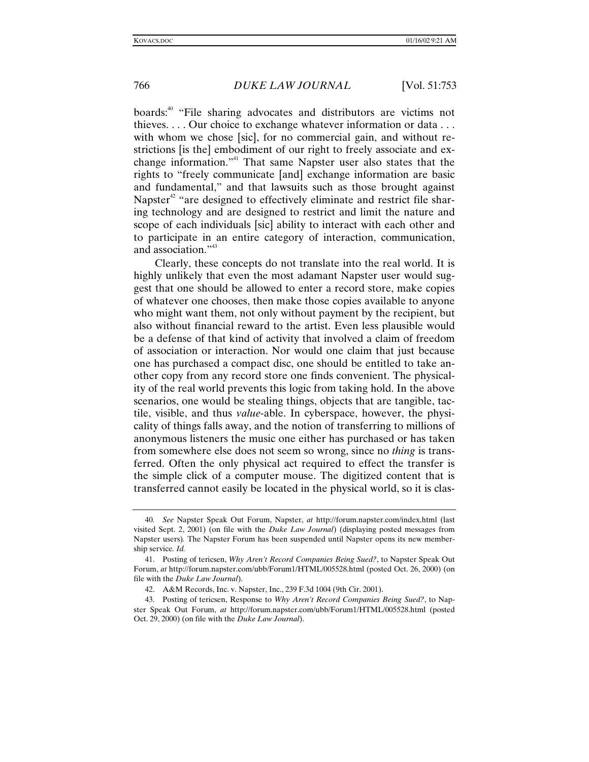boards:[40] "File sharing advocates and distributors are victims not thieves. . . . Our choice to exchange whatever information or data . . . with whom we chose [sic], for no commercial gain, and without restrictions [is the] embodiment of our right to freely associate and exchange information."[41] That same Napster user also states that the rights to "freely communicate [and] exchange information are basic and fundamental," and that lawsuits such as those brought against Napster[42] "are designed to effectively eliminate and restrict file sharing technology and are designed to restrict and limit the nature and scope of each individuals [sic] ability to interact with each other and to participate in an entire category of interaction, communication, and association."[43]

Clearly, these concepts do not translate into the real world. It is highly unlikely that even the most adamant Napster user would suggest that one should be allowed to enter a record store, make copies of whatever one chooses, then make those copies available to anyone who might want them, not only without payment by the recipient, but also without financial reward to the artist. Even less plausible would be a defense of that kind of activity that involved a claim of freedom of association or interaction. Nor would one claim that just because one has purchased a compact disc, one should be entitled to take another copy from any record store one finds convenient. The physicality of the real world prevents this logic from taking hold. In the above scenarios, one would be stealing things, objects that are tangible, tactile, visible, and thus *value*-able. In cyberspace, however, the physicality of things falls away, and the notion of transferring to millions of anonymous listeners the music one either has purchased or has taken from somewhere else does not seem so wrong, since no *thing* is transferred. Often the only physical act required to effect the transfer is the simple click of a computer mouse. The digitized content that is transferred cannot easily be located in the physical world, so it is clas-

---

40. *See* Napster Speak Out Forum, Napster, *at* http://forum.napster.com/index.html (last visited Sept. 2, 2001) (on file with the *Duke Law Journal*) (displaying posted messages from Napster users). The Napster Forum has been suspended until Napster opens its new membership service. *Id.*

41. Posting of tericsen, *Why Aren't Record Companies Being Sued?*, to Napster Speak Out Forum, *at* http://forum.napster.com/ubb/Forum1/HTML/005528.html (posted Oct. 26, 2000) (on file with the *Duke Law Journal*).

42. A&M Records, Inc. v. Napster, Inc., 239 F.3d 1004 (9th Cir. 2001).

43. Posting of tericsen, Response to *Why Aren't Record Companies Being Sued?*, to Napster Speak Out Forum, *at* http://forum.napster.com/ubb/Forum1/HTML/005528.html (posted Oct. 29, 2000) (on file with the *Duke Law Journal*).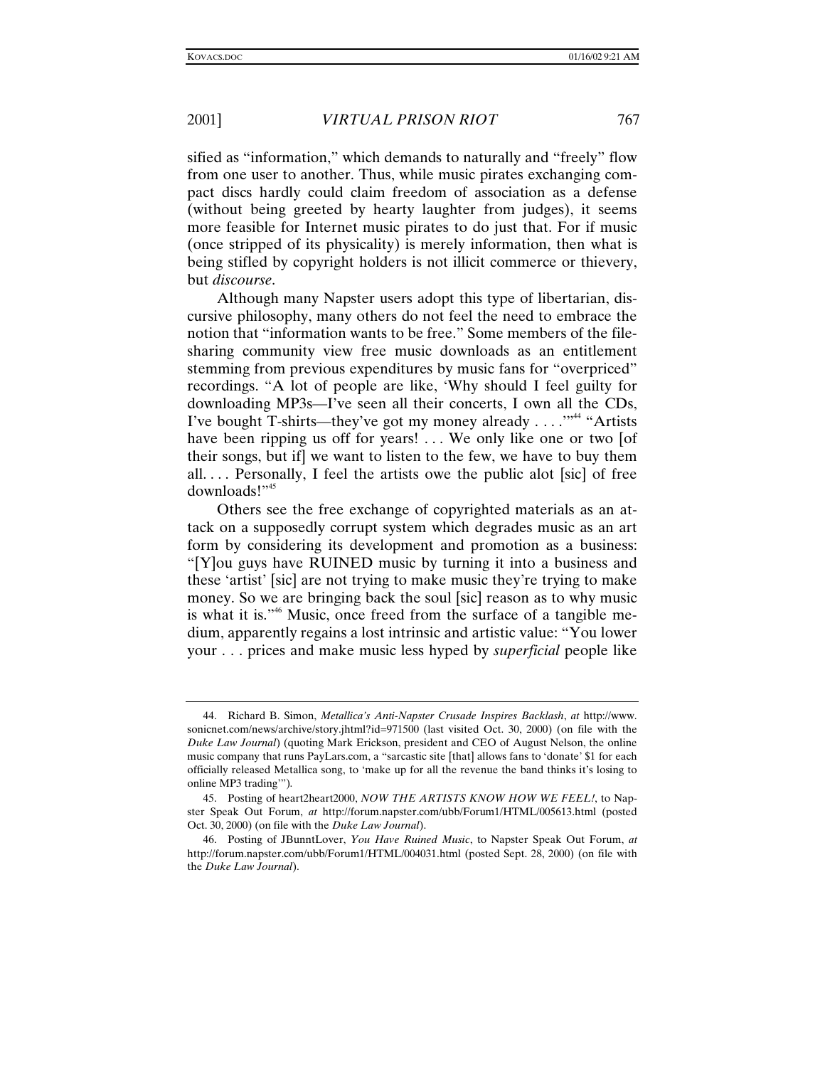sified as "information," which demands to naturally and "freely" flow from one user to another. Thus, while music pirates exchanging compact discs hardly could claim freedom of association as a defense (without being greeted by hearty laughter from judges), it seems more feasible for Internet music pirates to do just that. For if music (once stripped of its physicality) is merely information, then what is being stifled by copyright holders is not illicit commerce or thievery, but *discourse*.

Although many Napster users adopt this type of libertarian, discursive philosophy, many others do not feel the need to embrace the notion that "information wants to be free." Some members of the file-sharing community view free music downloads as an entitlement stemming from previous expenditures by music fans for "overpriced" recordings. "A lot of people are like, 'Why should I feel guilty for downloading MP3s—I've seen all their concerts, I own all the CDs, I've bought T-shirts—they've got my money already . . . .'"[44] "Artists have been ripping us off for years! . . . We only like one or two [of their songs, but if] we want to listen to the few, we have to buy them all. . . . Personally, I feel the artists owe the public alot [sic] of free downloads!"[45]

Others see the free exchange of copyrighted materials as an attack on a supposedly corrupt system which degrades music as an art form by considering its development and promotion as a business: "[Y]ou guys have RUINED music by turning it into a business and these 'artist' [sic] are not trying to make music they're trying to make money. So we are bringing back the soul [sic] reason as to why music is what it is."[46] Music, once freed from the surface of a tangible medium, apparently regains a lost intrinsic and artistic value: "You lower your . . . prices and make music less hyped by *superficial* people like

---

44. Richard B. Simon, *Metallica's Anti-Napster Crusade Inspires Backlash*, *at* http://www.sonicnet.com/news/archive/story.jhtml?id=971500 (last visited Oct. 30, 2000) (on file with the *Duke Law Journal*) (quoting Mark Erickson, president and CEO of August Nelson, the online music company that runs PayLars.com, a "sarcastic site [that] allows fans to 'donate' $1 for each officially released Metallica song, to 'make up for all the revenue the band thinks it's losing to online MP3 trading'").

45. Posting of heart2heart2000, *NOW THE ARTISTS KNOW HOW WE FEEL!*, to Napster Speak Out Forum, *at* http://forum.napster.com/ubb/Forum1/HTML/005613.html (posted Oct. 30, 2000) (on file with the *Duke Law Journal*).

46. Posting of JBunntLover, *You Have Ruined Music*, to Napster Speak Out Forum, *at* http://forum.napster.com/ubb/Forum1/HTML/004031.html (posted Sept. 28, 2000) (on file with the *Duke Law Journal*).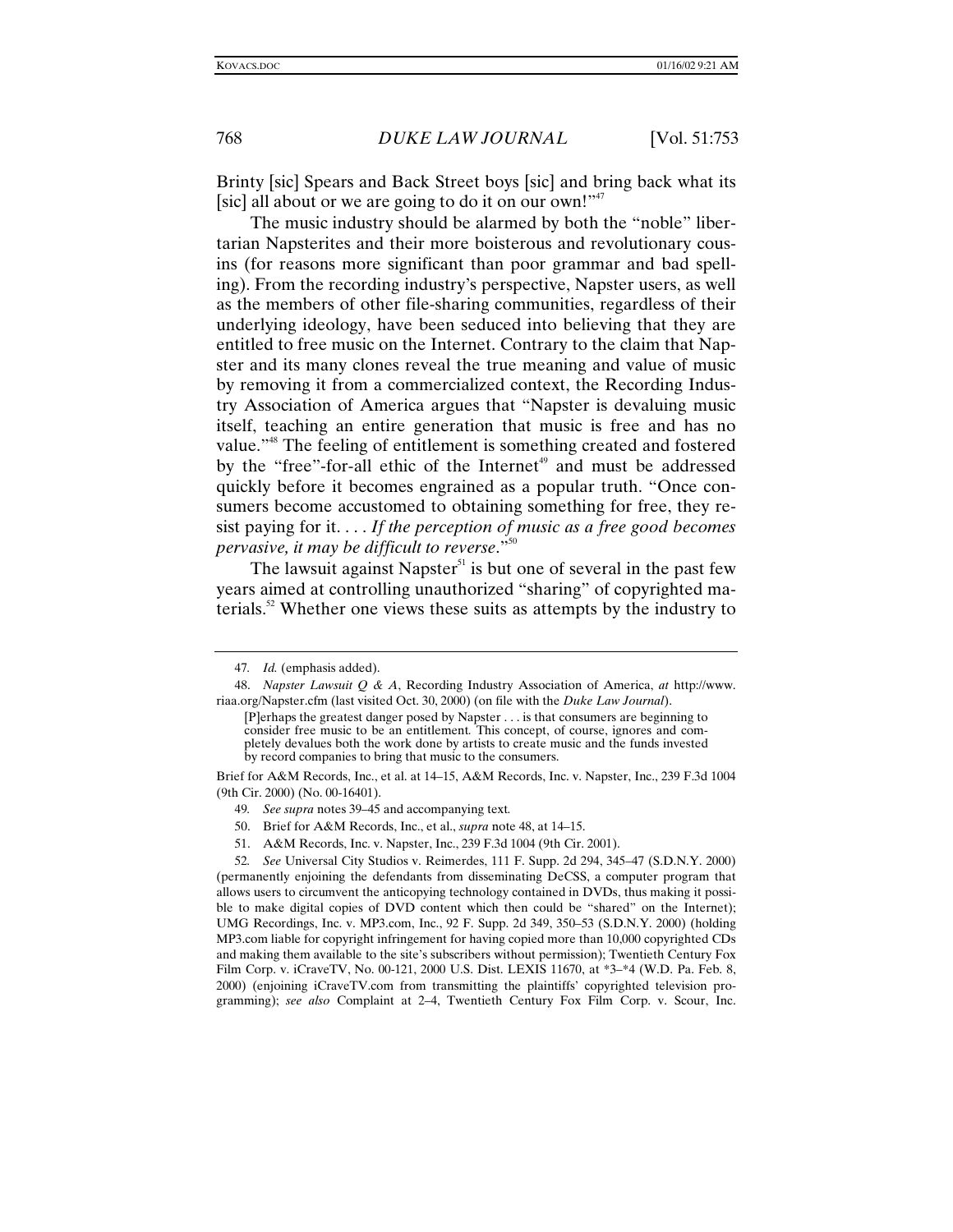Brinty [sic] Spears and Back Street boys [sic] and bring back what its [sic] all about or we are going to do it on our own!"[47]

The music industry should be alarmed by both the "noble" libertarian Napsterites and their more boisterous and revolutionary cousins (for reasons more significant than poor grammar and bad spelling). From the recording industry's perspective, Napster users, as well as the members of other file-sharing communities, regardless of their underlying ideology, have been seduced into believing that they are entitled to free music on the Internet. Contrary to the claim that Napster and its many clones reveal the true meaning and value of music by removing it from a commercialized context, the Recording Industry Association of America argues that "Napster is devaluing music itself, teaching an entire generation that music is free and has no value."[48] The feeling of entitlement is something created and fostered by the "free"-for-all ethic of the Internet[49] and must be addressed quickly before it becomes engrained as a popular truth. "Once consumers become accustomed to obtaining something for free, they resist paying for it. . . . *If the perception of music as a free good becomes pervasive, it may be difficult to reverse.*"[50]

The lawsuit against Napster[51] is but one of several in the past few years aimed at controlling unauthorized "sharing" of copyrighted materials.[52] Whether one views these suits as attempts by the industry to

---

47. *Id.* (emphasis added).

48. *Napster Lawsuit Q & A*, Recording Industry Association of America, *at* http://www.riaa.org/Napster.cfm (last visited Oct. 30, 2000) (on file with the *Duke Law Journal*).

> [P]erhaps the greatest danger posed by Napster . . . is that consumers are beginning to consider free music to be an entitlement. This concept, of course, ignores and completely devalues both the work done by artists to create music and the funds invested by record companies to bring that music to the consumers.

Brief for A&M Records, Inc., et al. at 14–15, A&M Records, Inc. v. Napster, Inc., 239 F.3d 1004 (9th Cir. 2000) (No. 00-16401).

49. *See supra* notes 39–45 and accompanying text.

50. Brief for A&M Records, Inc., et al., *supra* note 48, at 14–15.

51. A&M Records, Inc. v. Napster, Inc., 239 F.3d 1004 (9th Cir. 2001).

52. *See* Universal City Studios v. Reimerdes, 111 F. Supp. 2d 294, 345–47 (S.D.N.Y. 2000) (permanently enjoining the defendants from disseminating DeCSS, a computer program that allows users to circumvent the anticopying technology contained in DVDs, thus making it possible to make digital copies of DVD content which then could be "shared" on the Internet); UMG Recordings, Inc. v. MP3.com, Inc., 92 F. Supp. 2d 349, 350–53 (S.D.N.Y. 2000) (holding MP3.com liable for copyright infringement for having copied more than 10,000 copyrighted CDs and making them available to the site's subscribers without permission); Twentieth Century Fox Film Corp. v. iCraveTV, No. 00-121, 2000 U.S. Dist. LEXIS 11670, at *3–*4 (W.D. Pa. Feb. 8, 2000) (enjoining iCraveTV.com from transmitting the plaintiffs' copyrighted television programming); *see also* Complaint at 2–4, Twentieth Century Fox Film Corp. v. Scour, Inc.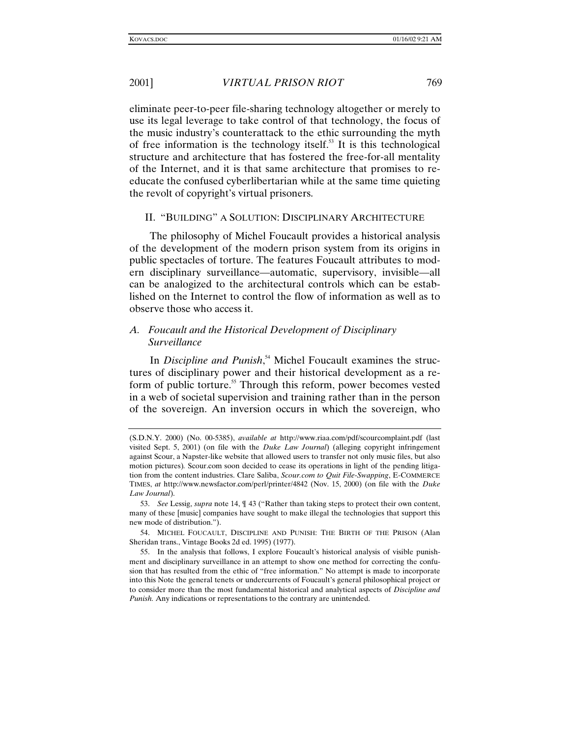eliminate peer-to-peer file-sharing technology altogether or merely to use its legal leverage to take control of that technology, the focus of the music industry's counterattack to the ethic surrounding the myth of free information is the technology itself.[53] It is this technological structure and architecture that has fostered the free-for-all mentality of the Internet, and it is that same architecture that promises to re-educate the confused cyberlibertarian while at the same time quieting the revolt of copyright's virtual prisoners.

## II. "BUILDING" A SOLUTION: DISCIPLINARY ARCHITECTURE

The philosophy of Michel Foucault provides a historical analysis of the development of the modern prison system from its origins in public spectacles of torture. The features Foucault attributes to modern disciplinary surveillance—automatic, supervisory, invisible—all can be analogized to the architectural controls which can be established on the Internet to control the flow of information as well as to observe those who access it.

### *A. Foucault and the Historical Development of Disciplinary Surveillance*

In *Discipline and Punish*,[54] Michel Foucault examines the structures of disciplinary power and their historical development as a reform of public torture.[55] Through this reform, power becomes vested in a web of societal supervision and training rather than in the person of the sovereign. An inversion occurs in which the sovereign, who

---

(S.D.N.Y. 2000) (No. 00-5385), *available at* http://www.riaa.com/pdf/scourcomplaint.pdf (last visited Sept. 5, 2001) (on file with the *Duke Law Journal*) (alleging copyright infringement against Scour, a Napster-like website that allowed users to transfer not only music files, but also motion pictures). Scour.com soon decided to cease its operations in light of the pending litigation from the content industries. Clare Saliba, *Scour.com to Quit File-Swapping*, E-COMMERCE TIMES, *at* http://www.newsfactor.com/perl/printer/4842 (Nov. 15, 2000) (on file with the *Duke Law Journal*).

53. *See* Lessig, *supra* note 14, ¶ 43 ("Rather than taking steps to protect their own content, many of these [music] companies have sought to make illegal the technologies that support this new mode of distribution.").

54. MICHEL FOUCAULT, DISCIPLINE AND PUNISH: THE BIRTH OF THE PRISON (Alan Sheridan trans., Vintage Books 2d ed. 1995) (1977).

55. In the analysis that follows, I explore Foucault's historical analysis of visible punishment and disciplinary surveillance in an attempt to show one method for correcting the confusion that has resulted from the ethic of "free information." No attempt is made to incorporate into this Note the general tenets or undercurrents of Foucault's general philosophical project or to consider more than the most fundamental historical and analytical aspects of *Discipline and Punish.* Any indications or representations to the contrary are unintended.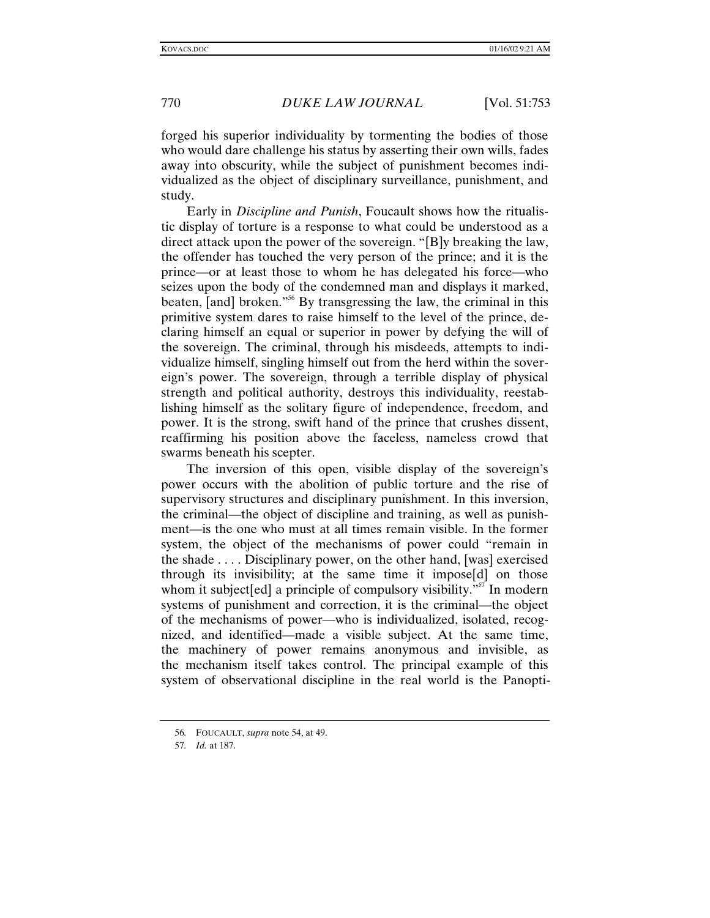forged his superior individuality by tormenting the bodies of those who would dare challenge his status by asserting their own wills, fades away into obscurity, while the subject of punishment becomes individualized as the object of disciplinary surveillance, punishment, and study.

Early in *Discipline and Punish*, Foucault shows how the ritualistic display of torture is a response to what could be understood as a direct attack upon the power of the sovereign. "[B]y breaking the law, the offender has touched the very person of the prince; and it is the prince—or at least those to whom he has delegated his force—who seizes upon the body of the condemned man and displays it marked, beaten, [and] broken."[56] By transgressing the law, the criminal in this primitive system dares to raise himself to the level of the prince, declaring himself an equal or superior in power by defying the will of the sovereign. The criminal, through his misdeeds, attempts to individualize himself, singling himself out from the herd within the sovereign's power. The sovereign, through a terrible display of physical strength and political authority, destroys this individuality, reestablishing himself as the solitary figure of independence, freedom, and power. It is the strong, swift hand of the prince that crushes dissent, reaffirming his position above the faceless, nameless crowd that swarms beneath his scepter.

The inversion of this open, visible display of the sovereign's power occurs with the abolition of public torture and the rise of supervisory structures and disciplinary punishment. In this inversion, the criminal—the object of discipline and training, as well as punishment—is the one who must at all times remain visible. In the former system, the object of the mechanisms of power could "remain in the shade . . . . Disciplinary power, on the other hand, [was] exercised through its invisibility; at the same time it impose[d] on those whom it subject[ed] a principle of compulsory visibility."[57] In modern systems of punishment and correction, it is the criminal—the object of the mechanisms of power—who is individualized, isolated, recognized, and identified—made a visible subject. At the same time, the machinery of power remains anonymous and invisible, as the mechanism itself takes control. The principal example of this system of observational discipline in the real world is the Panopti-

56. FOUCAULT, *supra* note 54, at 49.

57. *Id.* at 187.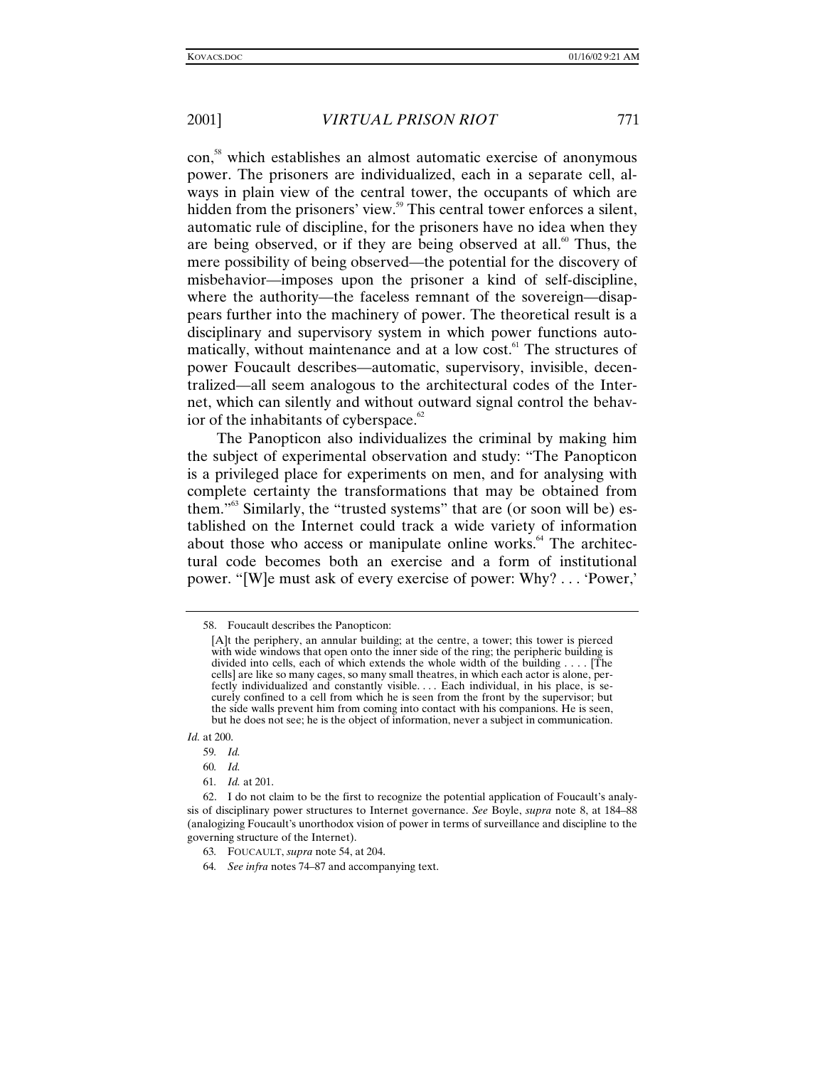con,[58] which establishes an almost automatic exercise of anonymous power. The prisoners are individualized, each in a separate cell, always in plain view of the central tower, the occupants of which are hidden from the prisoners' view.[59] This central tower enforces a silent, automatic rule of discipline, for the prisoners have no idea when they are being observed, or if they are being observed at all.[60] Thus, the mere possibility of being observed—the potential for the discovery of misbehavior—imposes upon the prisoner a kind of self-discipline, where the authority—the faceless remnant of the sovereign—disappears further into the machinery of power. The theoretical result is a disciplinary and supervisory system in which power functions automatically, without maintenance and at a low cost.[61] The structures of power Foucault describes—automatic, supervisory, invisible, decentralized—all seem analogous to the architectural codes of the Internet, which can silently and without outward signal control the behavior of the inhabitants of cyberspace.[62]

The Panopticon also individualizes the criminal by making him the subject of experimental observation and study: "The Panopticon is a privileged place for experiments on men, and for analysing with complete certainty the transformations that may be obtained from them."[63] Similarly, the "trusted systems" that are (or soon will be) established on the Internet could track a wide variety of information about those who access or manipulate online works.[64] The architectural code becomes both an exercise and a form of institutional power. "[W]e must ask of every exercise of power: Why? . . . 'Power,'

---

58. Foucault describes the Panopticon:

> [A]t the periphery, an annular building; at the centre, a tower; this tower is pierced with wide windows that open onto the inner side of the ring; the peripheric building is divided into cells, each of which extends the whole width of the building . . . . [The cells] are like so many cages, so many small theatres, in which each actor is alone, perfectly individualized and constantly visible. . . . Each individual, in his place, is securely confined to a cell from which he is seen from the front by the supervisor; but the side walls prevent him from coming into contact with his companions. He is seen, but he does not see; he is the object of information, never a subject in communication.

*Id.* at 200.

59. *Id.*

60. *Id.*

61. *Id.* at 201.

62. I do not claim to be the first to recognize the potential application of Foucault's analysis of disciplinary power structures to Internet governance. *See* Boyle, *supra* note 8, at 184–88 (analogizing Foucault's unorthodox vision of power in terms of surveillance and discipline to the governing structure of the Internet).

63. FOUCAULT, *supra* note 54, at 204.

64. *See infra* notes 74–87 and accompanying text.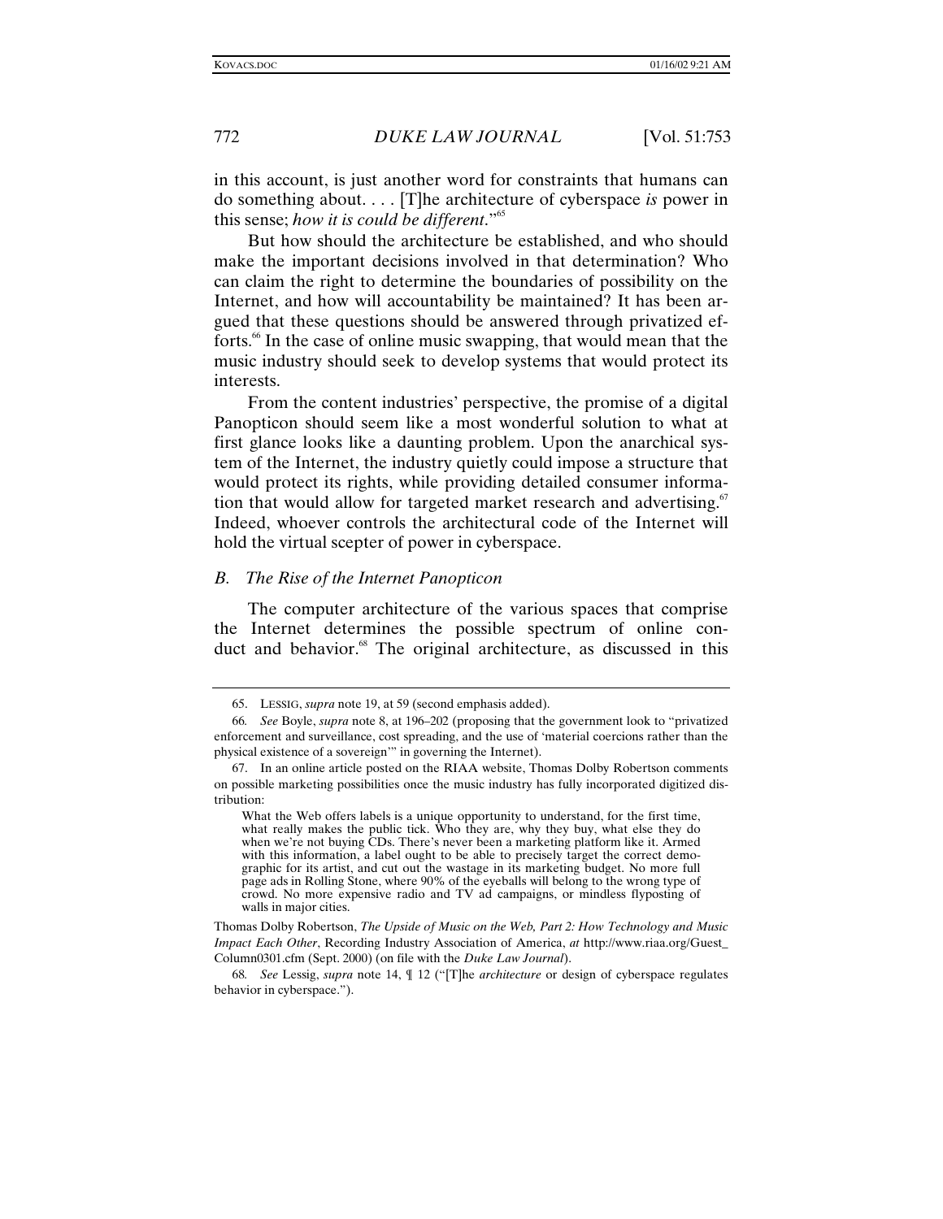in this account, is just another word for constraints that humans can do something about. . . . [T]he architecture of cyberspace *is* power in this sense; *how it is could be different*."[65]

But how should the architecture be established, and who should make the important decisions involved in that determination? Who can claim the right to determine the boundaries of possibility on the Internet, and how will accountability be maintained? It has been argued that these questions should be answered through privatized efforts.[66] In the case of online music swapping, that would mean that the music industry should seek to develop systems that would protect its interests.

From the content industries' perspective, the promise of a digital Panopticon should seem like a most wonderful solution to what at first glance looks like a daunting problem. Upon the anarchical system of the Internet, the industry quietly could impose a structure that would protect its rights, while providing detailed consumer information that would allow for targeted market research and advertising.[67] Indeed, whoever controls the architectural code of the Internet will hold the virtual scepter of power in cyberspace.

### *B. The Rise of the Internet Panopticon*

The computer architecture of the various spaces that comprise the Internet determines the possible spectrum of online conduct and behavior.[68] The original architecture, as discussed in this

---

65. LESSIG, *supra* note 19, at 59 (second emphasis added).

66. *See* Boyle, *supra* note 8, at 196–202 (proposing that the government look to "privatized enforcement and surveillance, cost spreading, and the use of 'material coercions rather than the physical existence of a sovereign'" in governing the Internet).

67. In an online article posted on the RIAA website, Thomas Dolby Robertson comments on possible marketing possibilities once the music industry has fully incorporated digitized distribution:

> What the Web offers labels is a unique opportunity to understand, for the first time, what really makes the public tick. Who they are, why they buy, what else they do when we're not buying CDs. There's never been a marketing platform like it. Armed with this information, a label ought to be able to precisely target the correct demographic for its artist, and cut out the wastage in its marketing budget. No more full page ads in Rolling Stone, where 90% of the eyeballs will belong to the wrong type of crowd. No more expensive radio and TV ad campaigns, or mindless flyposting of walls in major cities.

Thomas Dolby Robertson, *The Upside of Music on the Web, Part 2: How Technology and Music Impact Each Other*, Recording Industry Association of America, *at* http://www.riaa.org/Guest_Column0301.cfm (Sept. 2000) (on file with the *Duke Law Journal*).

68. *See* Lessig, *supra* note 14, ¶ 12 ("[T]he *architecture* or design of cyberspace regulates behavior in cyberspace.").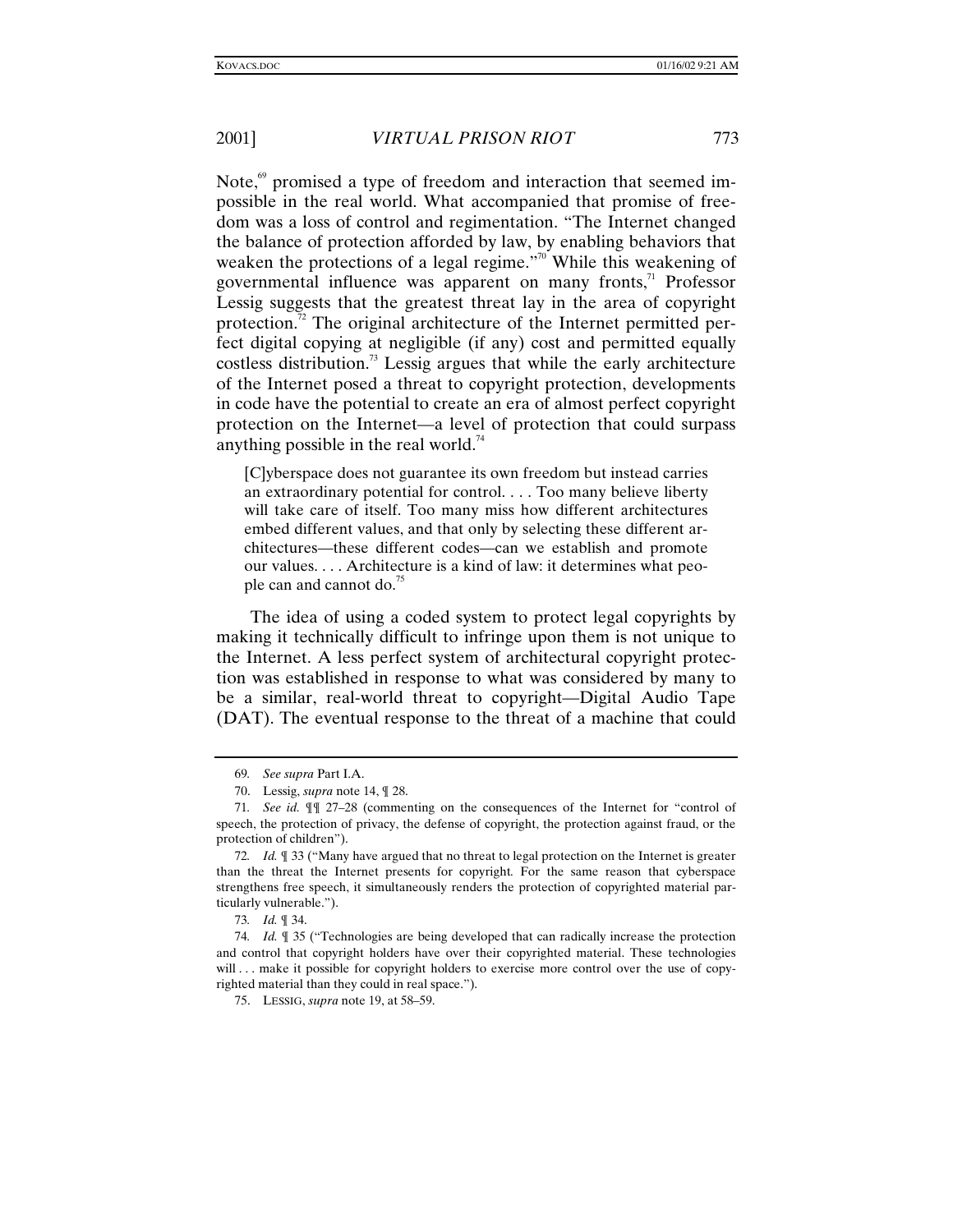Note,[69] promised a type of freedom and interaction that seemed impossible in the real world. What accompanied that promise of freedom was a loss of control and regimentation. "The Internet changed the balance of protection afforded by law, by enabling behaviors that weaken the protections of a legal regime."[70] While this weakening of governmental influence was apparent on many fronts,[71] Professor Lessig suggests that the greatest threat lay in the area of copyright protection.[72] The original architecture of the Internet permitted perfect digital copying at negligible (if any) cost and permitted equally costless distribution.[73] Lessig argues that while the early architecture of the Internet posed a threat to copyright protection, developments in code have the potential to create an era of almost perfect copyright protection on the Internet—a level of protection that could surpass anything possible in the real world.[74]

> [C]yberspace does not guarantee its own freedom but instead carries an extraordinary potential for control. . . . Too many believe liberty will take care of itself. Too many miss how different architectures embed different values, and that only by selecting these different architectures—these different codes—can we establish and promote our values. . . . Architecture is a kind of law: it determines what people can and cannot do.[75]

The idea of using a coded system to protect legal copyrights by making it technically difficult to infringe upon them is not unique to the Internet. A less perfect system of architectural copyright protection was established in response to what was considered by many to be a similar, real-world threat to copyright—Digital Audio Tape (DAT). The eventual response to the threat of a machine that could

---

69. *See supra* Part I.A.

70. Lessig, *supra* note 14, ¶ 28.

71. *See id.* ¶¶ 27–28 (commenting on the consequences of the Internet for "control of speech, the protection of privacy, the defense of copyright, the protection against fraud, or the protection of children").

72. *Id.* ¶ 33 ("Many have argued that no threat to legal protection on the Internet is greater than the threat the Internet presents for copyright. For the same reason that cyberspace strengthens free speech, it simultaneously renders the protection of copyrighted material particularly vulnerable.").

73. *Id.* ¶ 34.

74. *Id.* ¶ 35 ("Technologies are being developed that can radically increase the protection and control that copyright holders have over their copyrighted material. These technologies will . . . make it possible for copyright holders to exercise more control over the use of copyrighted material than they could in real space.").

75. LESSIG, *supra* note 19, at 58–59.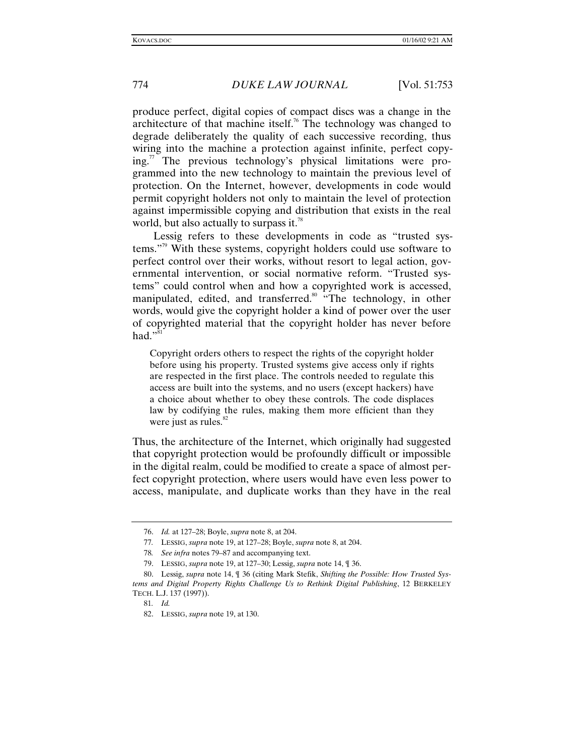produce perfect, digital copies of compact discs was a change in the architecture of that machine itself.[76] The technology was changed to degrade deliberately the quality of each successive recording, thus wiring into the machine a protection against infinite, perfect copying.[77] The previous technology's physical limitations were programmed into the new technology to maintain the previous level of protection. On the Internet, however, developments in code would permit copyright holders not only to maintain the level of protection against impermissible copying and distribution that exists in the real world, but also actually to surpass it.[78]

Lessig refers to these developments in code as "trusted systems."[79] With these systems, copyright holders could use software to perfect control over their works, without resort to legal action, governmental intervention, or social normative reform. "Trusted systems" could control when and how a copyrighted work is accessed, manipulated, edited, and transferred.[80] "The technology, in other words, would give the copyright holder a kind of power over the user of copyrighted material that the copyright holder has never before had."[81]

> Copyright orders others to respect the rights of the copyright holder before using his property. Trusted systems give access only if rights are respected in the first place. The controls needed to regulate this access are built into the systems, and no users (except hackers) have a choice about whether to obey these controls. The code displaces law by codifying the rules, making them more efficient than they were just as rules.[82]

Thus, the architecture of the Internet, which originally had suggested that copyright protection would be profoundly difficult or impossible in the digital realm, could be modified to create a space of almost perfect copyright protection, where users would have even less power to access, manipulate, and duplicate works than they have in the real

---

76. *Id.* at 127–28; Boyle, *supra* note 8, at 204.

77. LESSIG, *supra* note 19, at 127–28; Boyle, *supra* note 8, at 204.

78. *See infra* notes 79–87 and accompanying text.

79. LESSIG, *supra* note 19, at 127–30; Lessig, *supra* note 14, ¶ 36.

80. Lessig, *supra* note 14, ¶ 36 (citing Mark Stefik, *Shifting the Possible: How Trusted Systems and Digital Property Rights Challenge Us to Rethink Digital Publishing*, 12 BERKELEY TECH. L.J. 137 (1997)).

81. *Id.*

82. LESSIG, *supra* note 19, at 130.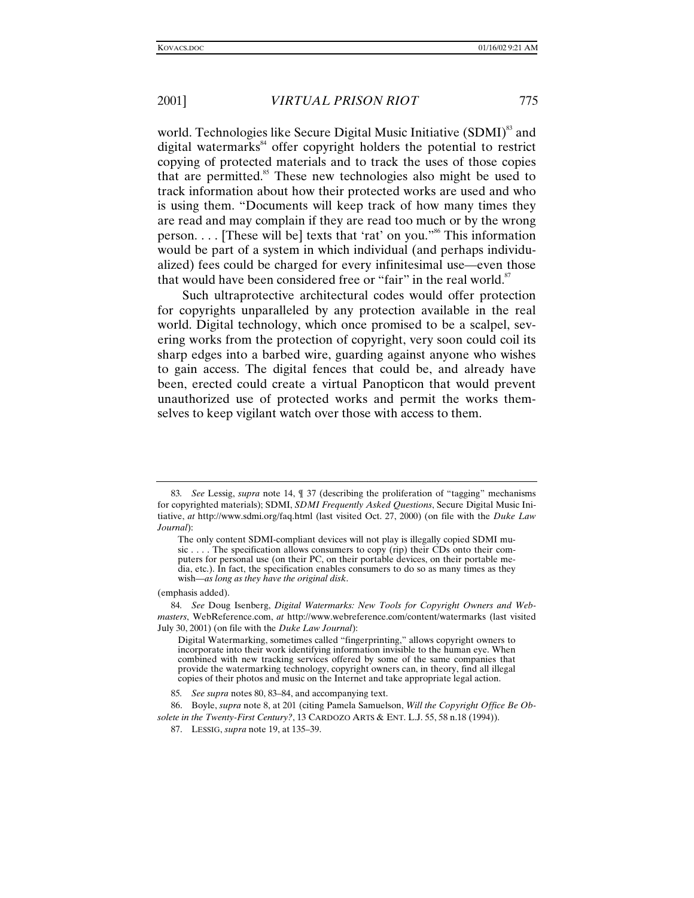world. Technologies like Secure Digital Music Initiative (SDMI)[83] and digital watermarks[84] offer copyright holders the potential to restrict copying of protected materials and to track the uses of those copies that are permitted.[85] These new technologies also might be used to track information about how their protected works are used and who is using them. "Documents will keep track of how many times they are read and may complain if they are read too much or by the wrong person. . . . [These will be] texts that 'rat' on you."[86] This information would be part of a system in which individual (and perhaps individualized) fees could be charged for every infinitesimal use—even those that would have been considered free or "fair" in the real world.[87]

Such ultraprotective architectural codes would offer protection for copyrights unparalleled by any protection available in the real world. Digital technology, which once promised to be a scalpel, severing works from the protection of copyright, very soon could coil its sharp edges into a barbed wire, guarding against anyone who wishes to gain access. The digital fences that could be, and already have been, erected could create a virtual Panopticon that would prevent unauthorized use of protected works and permit the works themselves to keep vigilant watch over those with access to them.

---

83. *See* Lessig, *supra* note 14, ¶ 37 (describing the proliferation of "tagging" mechanisms for copyrighted materials); SDMI, *SDMI Frequently Asked Questions*, Secure Digital Music Initiative, *at* http://www.sdmi.org/faq.html (last visited Oct. 27, 2000) (on file with the *Duke Law Journal*):

> The only content SDMI-compliant devices will not play is illegally copied SDMI music . . . . The specification allows consumers to copy (rip) their CDs onto their computers for personal use (on their PC, on their portable devices, on their portable media, etc.). In fact, the specification enables consumers to do so as many times as they wish—*as long as they have the original disk*.

(emphasis added).

84. *See* Doug Isenberg, *Digital Watermarks: New Tools for Copyright Owners and Webmasters*, WebReference.com, *at* http://www.webreference.com/content/watermarks (last visited July 30, 2001) (on file with the *Duke Law Journal*):

> Digital Watermarking, sometimes called "fingerprinting," allows copyright owners to incorporate into their work identifying information invisible to the human eye. When combined with new tracking services offered by some of the same companies that provide the watermarking technology, copyright owners can, in theory, find all illegal copies of their photos and music on the Internet and take appropriate legal action.

85. *See supra* notes 80, 83–84, and accompanying text.

86. Boyle, *supra* note 8, at 201 (citing Pamela Samuelson, *Will the Copyright Office Be Obsolete in the Twenty-First Century?*, 13 CARDOZO ARTS & ENT. L.J. 55, 58 n.18 (1994)).

87. LESSIG, *supra* note 19, at 135–39.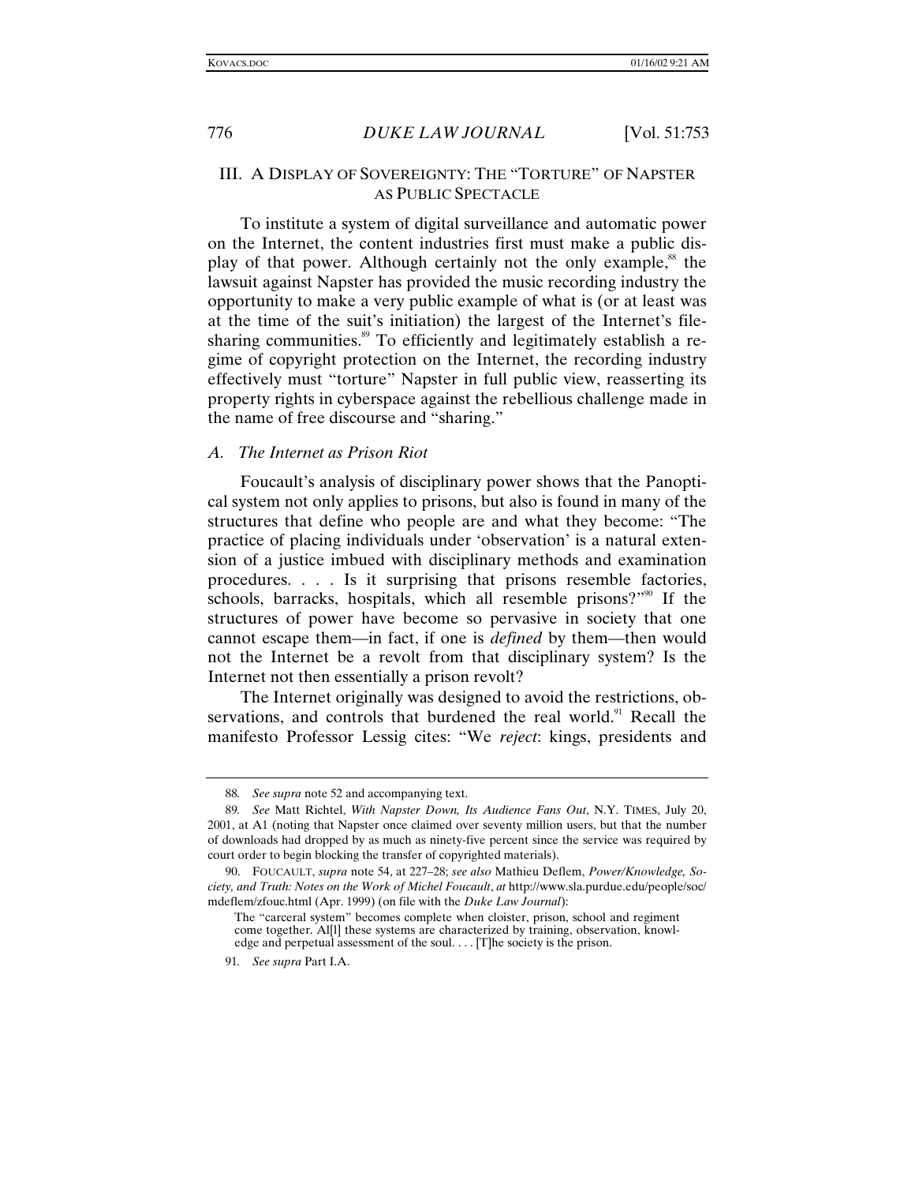## III. A DISPLAY OF SOVEREIGNTY: THE "TORTURE" OF NAPSTER AS PUBLIC SPECTACLE

To institute a system of digital surveillance and automatic power on the Internet, the content industries first must make a public display of that power. Although certainly not the only example,[88] the lawsuit against Napster has provided the music recording industry the opportunity to make a very public example of what is (or at least was at the time of the suit's initiation) the largest of the Internet's file-sharing communities.[89] To efficiently and legitimately establish a regime of copyright protection on the Internet, the recording industry effectively must "torture" Napster in full public view, reasserting its property rights in cyberspace against the rebellious challenge made in the name of free discourse and "sharing."

### *A. The Internet as Prison Riot*

Foucault's analysis of disciplinary power shows that the Panoptical system not only applies to prisons, but also is found in many of the structures that define who people are and what they become: "The practice of placing individuals under 'observation' is a natural extension of a justice imbued with disciplinary methods and examination procedures. . . . Is it surprising that prisons resemble factories, schools, barracks, hospitals, which all resemble prisons?"[90] If the structures of power have become so pervasive in society that one cannot escape them—in fact, if one is *defined* by them—then would not the Internet be a revolt from that disciplinary system? Is the Internet not then essentially a prison revolt?

The Internet originally was designed to avoid the restrictions, observations, and controls that burdened the real world.[91] Recall the manifesto Professor Lessig cites: "We *reject*: kings, presidents and

---

88. *See supra* note 52 and accompanying text.

89. *See* Matt Richtel, *With Napster Down, Its Audience Fans Out*, N.Y. TIMES, July 20, 2001, at A1 (noting that Napster once claimed over seventy million users, but that the number of downloads had dropped by as much as ninety-five percent since the service was required by court order to begin blocking the transfer of copyrighted materials).

90. FOUCAULT, *supra* note 54, at 227–28; *see also* Mathieu Deflem, *Power/Knowledge, Society, and Truth: Notes on the Work of Michel Foucault*, *at* http://www.sla.purdue.edu/people/soc/mdeflem/zfouc.html (Apr. 1999) (on file with the *Duke Law Journal*):

> The "carceral system" becomes complete when cloister, prison, school and regiment come together. Al[l] these systems are characterized by training, observation, knowledge and perpetual assessment of the soul. . . . [T]he society is the prison.

91. *See supra* Part I.A.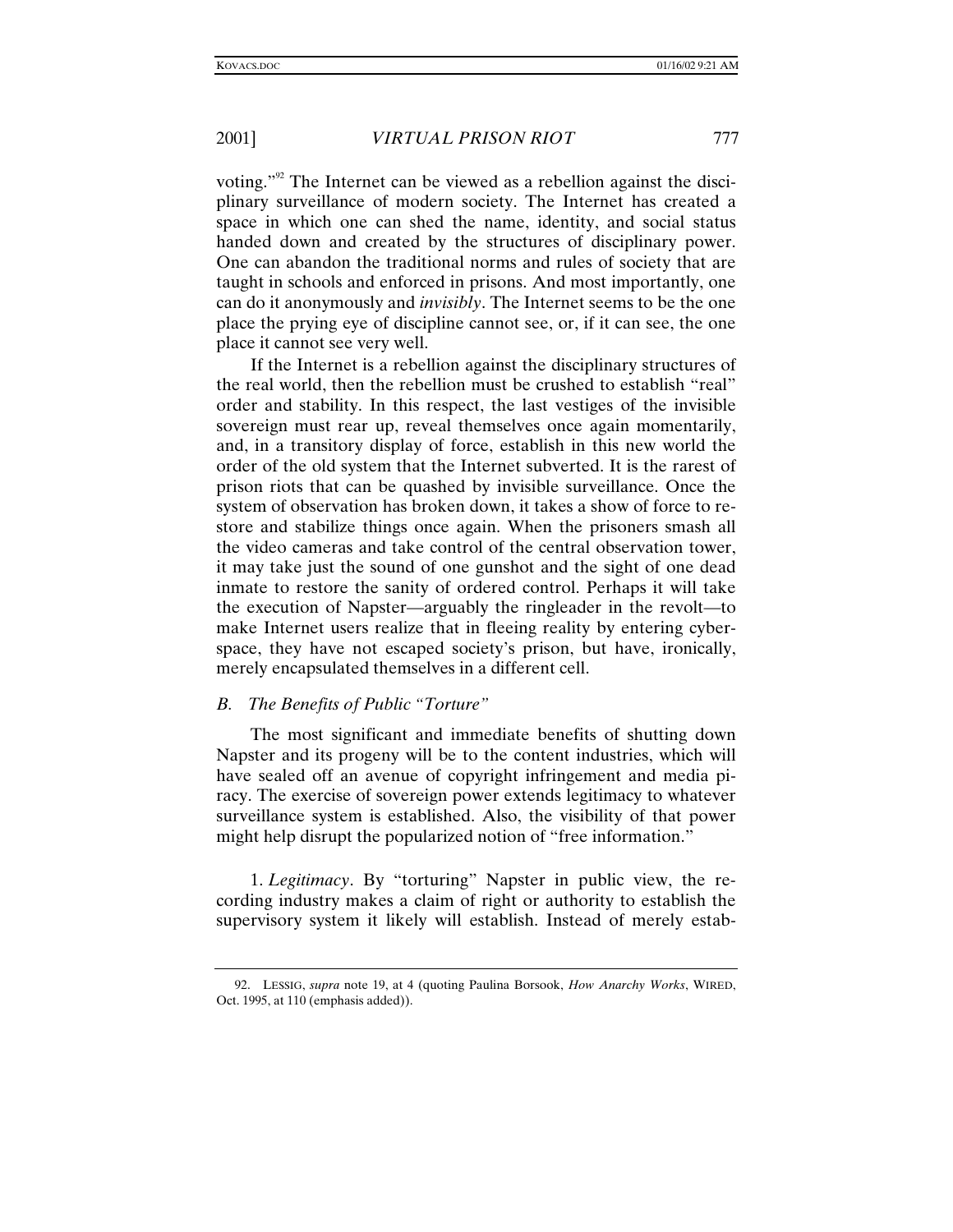voting."[92] The Internet can be viewed as a rebellion against the disciplinary surveillance of modern society. The Internet has created a space in which one can shed the name, identity, and social status handed down and created by the structures of disciplinary power. One can abandon the traditional norms and rules of society that are taught in schools and enforced in prisons. And most importantly, one can do it anonymously and *invisibly*. The Internet seems to be the one place the prying eye of discipline cannot see, or, if it can see, the one place it cannot see very well.

If the Internet is a rebellion against the disciplinary structures of the real world, then the rebellion must be crushed to establish "real" order and stability. In this respect, the last vestiges of the invisible sovereign must rear up, reveal themselves once again momentarily, and, in a transitory display of force, establish in this new world the order of the old system that the Internet subverted. It is the rarest of prison riots that can be quashed by invisible surveillance. Once the system of observation has broken down, it takes a show of force to restore and stabilize things once again. When the prisoners smash all the video cameras and take control of the central observation tower, it may take just the sound of one gunshot and the sight of one dead inmate to restore the sanity of ordered control. Perhaps it will take the execution of Napster—arguably the ringleader in the revolt—to make Internet users realize that in fleeing reality by entering cyberspace, they have not escaped society's prison, but have, ironically, merely encapsulated themselves in a different cell.

### *B. The Benefits of Public "Torture"*

The most significant and immediate benefits of shutting down Napster and its progeny will be to the content industries, which will have sealed off an avenue of copyright infringement and media piracy. The exercise of sovereign power extends legitimacy to whatever surveillance system is established. Also, the visibility of that power might help disrupt the popularized notion of "free information."

1. *Legitimacy*. By "torturing" Napster in public view, the recording industry makes a claim of right or authority to establish the supervisory system it likely will establish. Instead of merely estab-

---

92. LESSIG, *supra* note 19, at 4 (quoting Paulina Borsook, *How Anarchy Works*, WIRED, Oct. 1995, at 110 (emphasis added)).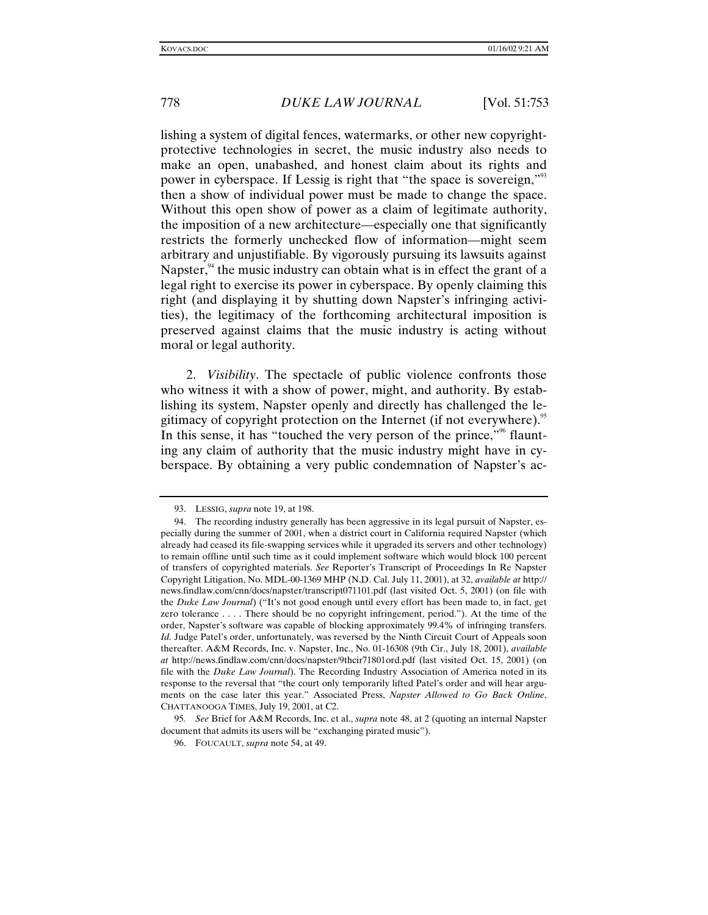lishing a system of digital fences, watermarks, or other new copyright-protective technologies in secret, the music industry also needs to make an open, unabashed, and honest claim about its rights and power in cyberspace. If Lessig is right that "the space is sovereign,"[93] then a show of individual power must be made to change the space. Without this open show of power as a claim of legitimate authority, the imposition of a new architecture—especially one that significantly restricts the formerly unchecked flow of information—might seem arbitrary and unjustifiable. By vigorously pursuing its lawsuits against Napster,[94] the music industry can obtain what is in effect the grant of a legal right to exercise its power in cyberspace. By openly claiming this right (and displaying it by shutting down Napster's infringing activities), the legitimacy of the forthcoming architectural imposition is preserved against claims that the music industry is acting without moral or legal authority.

2. *Visibility*. The spectacle of public violence confronts those who witness it with a show of power, might, and authority. By establishing its system, Napster openly and directly has challenged the legitimacy of copyright protection on the Internet (if not everywhere).[95] In this sense, it has "touched the very person of the prince,"[96] flaunting any claim of authority that the music industry might have in cyberspace. By obtaining a very public condemnation of Napster's ac-

---

93. LESSIG, *supra* note 19, at 198.

94. The recording industry generally has been aggressive in its legal pursuit of Napster, especially during the summer of 2001, when a district court in California required Napster (which already had ceased its file-swapping services while it upgraded its servers and other technology) to remain offline until such time as it could implement software which would block 100 percent of transfers of copyrighted materials. *See* Reporter's Transcript of Proceedings In Re Napster Copyright Litigation, No. MDL-00-1369 MHP (N.D. Cal. July 11, 2001), at 32, *available at* http://news.findlaw.com/cnn/docs/napster/transcript071101.pdf (last visited Oct. 5, 2001) (on file with the *Duke Law Journal*) ("It's not good enough until every effort has been made to, in fact, get zero tolerance . . . . There should be no copyright infringement, period."). At the time of the order, Napster's software was capable of blocking approximately 99.4% of infringing transfers. *Id.* Judge Patel's order, unfortunately, was reversed by the Ninth Circuit Court of Appeals soon thereafter. A&M Records, Inc. v. Napster, Inc., No. 01-16308 (9th Cir., July 18, 2001), *available at* http://news.findlaw.com/cnn/docs/napster/9thcir71801ord.pdf (last visited Oct. 15, 2001) (on file with the *Duke Law Journal*). The Recording Industry Association of America noted in its response to the reversal that "the court only temporarily lifted Patel's order and will hear arguments on the case later this year." Associated Press, *Napster Allowed to Go Back Online*, CHATTANOOGA TIMES, July 19, 2001, at C2.

95. *See* Brief for A&M Records, Inc. et al., *supra* note 48, at 2 (quoting an internal Napster document that admits its users will be "exchanging pirated music").

96. FOUCAULT, *supra* note 54, at 49.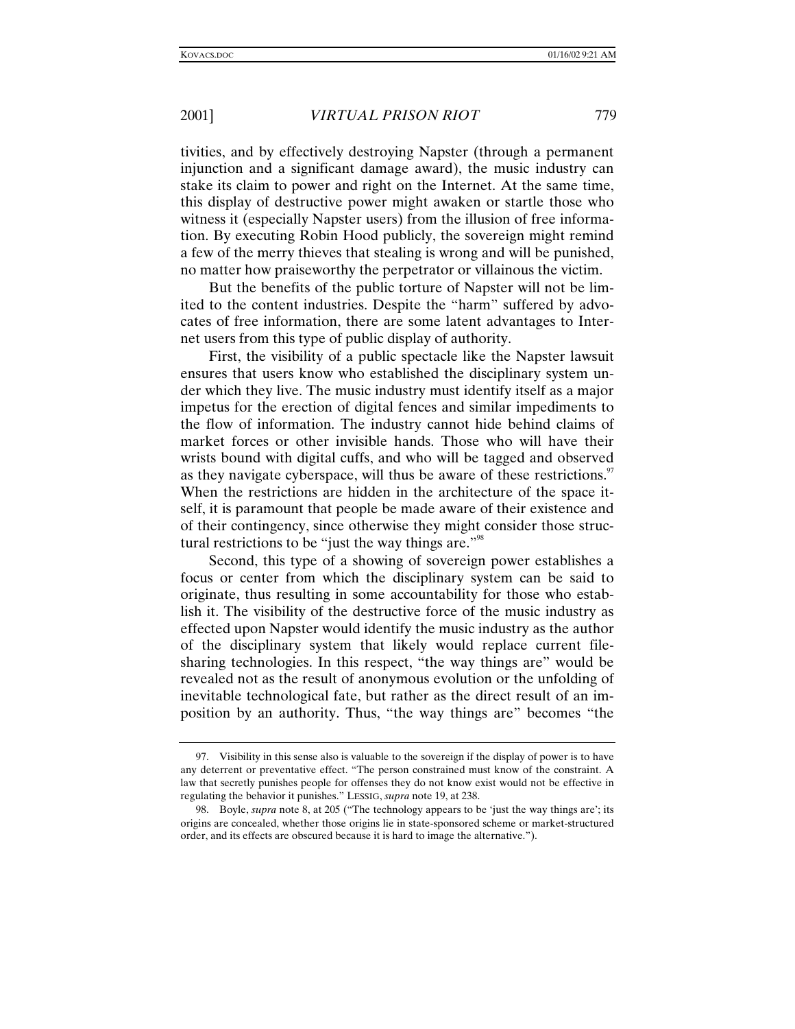tivities, and by effectively destroying Napster (through a permanent injunction and a significant damage award), the music industry can stake its claim to power and right on the Internet. At the same time, this display of destructive power might awaken or startle those who witness it (especially Napster users) from the illusion of free information. By executing Robin Hood publicly, the sovereign might remind a few of the merry thieves that stealing is wrong and will be punished, no matter how praiseworthy the perpetrator or villainous the victim.

But the benefits of the public torture of Napster will not be limited to the content industries. Despite the "harm" suffered by advocates of free information, there are some latent advantages to Internet users from this type of public display of authority.

First, the visibility of a public spectacle like the Napster lawsuit ensures that users know who established the disciplinary system under which they live. The music industry must identify itself as a major impetus for the erection of digital fences and similar impediments to the flow of information. The industry cannot hide behind claims of market forces or other invisible hands. Those who will have their wrists bound with digital cuffs, and who will be tagged and observed as they navigate cyberspace, will thus be aware of these restrictions.[97] When the restrictions are hidden in the architecture of the space itself, it is paramount that people be made aware of their existence and of their contingency, since otherwise they might consider those structural restrictions to be "just the way things are."[98]

Second, this type of a showing of sovereign power establishes a focus or center from which the disciplinary system can be said to originate, thus resulting in some accountability for those who establish it. The visibility of the destructive force of the music industry as effected upon Napster would identify the music industry as the author of the disciplinary system that likely would replace current file-sharing technologies. In this respect, "the way things are" would be revealed not as the result of anonymous evolution or the unfolding of inevitable technological fate, but rather as the direct result of an imposition by an authority. Thus, "the way things are" becomes "the

---

97. Visibility in this sense also is valuable to the sovereign if the display of power is to have any deterrent or preventative effect. "The person constrained must know of the constraint. A law that secretly punishes people for offenses they do not know exist would not be effective in regulating the behavior it punishes." LESSIG, *supra* note 19, at 238.

98. Boyle, *supra* note 8, at 205 ("The technology appears to be 'just the way things are'; its origins are concealed, whether those origins lie in state-sponsored scheme or market-structured order, and its effects are obscured because it is hard to image the alternative.").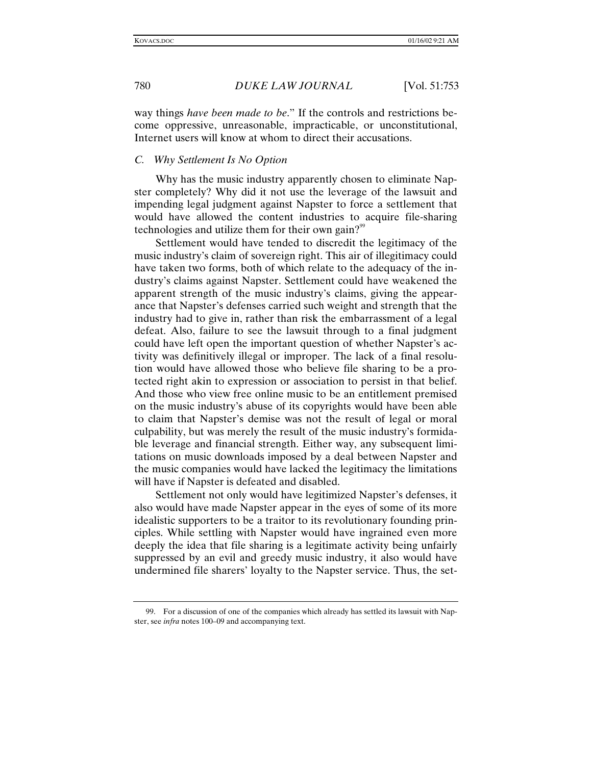way things *have been made to be*." If the controls and restrictions become oppressive, unreasonable, impracticable, or unconstitutional, Internet users will know at whom to direct their accusations.

### *C. Why Settlement Is No Option*

Why has the music industry apparently chosen to eliminate Napster completely? Why did it not use the leverage of the lawsuit and impending legal judgment against Napster to force a settlement that would have allowed the content industries to acquire file-sharing technologies and utilize them for their own gain?[99]

Settlement would have tended to discredit the legitimacy of the music industry's claim of sovereign right. This air of illegitimacy could have taken two forms, both of which relate to the adequacy of the industry's claims against Napster. Settlement could have weakened the apparent strength of the music industry's claims, giving the appearance that Napster's defenses carried such weight and strength that the industry had to give in, rather than risk the embarrassment of a legal defeat. Also, failure to see the lawsuit through to a final judgment could have left open the important question of whether Napster's activity was definitively illegal or improper. The lack of a final resolution would have allowed those who believe file sharing to be a protected right akin to expression or association to persist in that belief. And those who view free online music to be an entitlement premised on the music industry's abuse of its copyrights would have been able to claim that Napster's demise was not the result of legal or moral culpability, but was merely the result of the music industry's formidable leverage and financial strength. Either way, any subsequent limitations on music downloads imposed by a deal between Napster and the music companies would have lacked the legitimacy the limitations will have if Napster is defeated and disabled.

Settlement not only would have legitimized Napster's defenses, it also would have made Napster appear in the eyes of some of its more idealistic supporters to be a traitor to its revolutionary founding principles. While settling with Napster would have ingrained even more deeply the idea that file sharing is a legitimate activity being unfairly suppressed by an evil and greedy music industry, it also would have undermined file sharers' loyalty to the Napster service. Thus, the set-

99. For a discussion of one of the companies which already has settled its lawsuit with Napster, see *infra* notes 100–09 and accompanying text.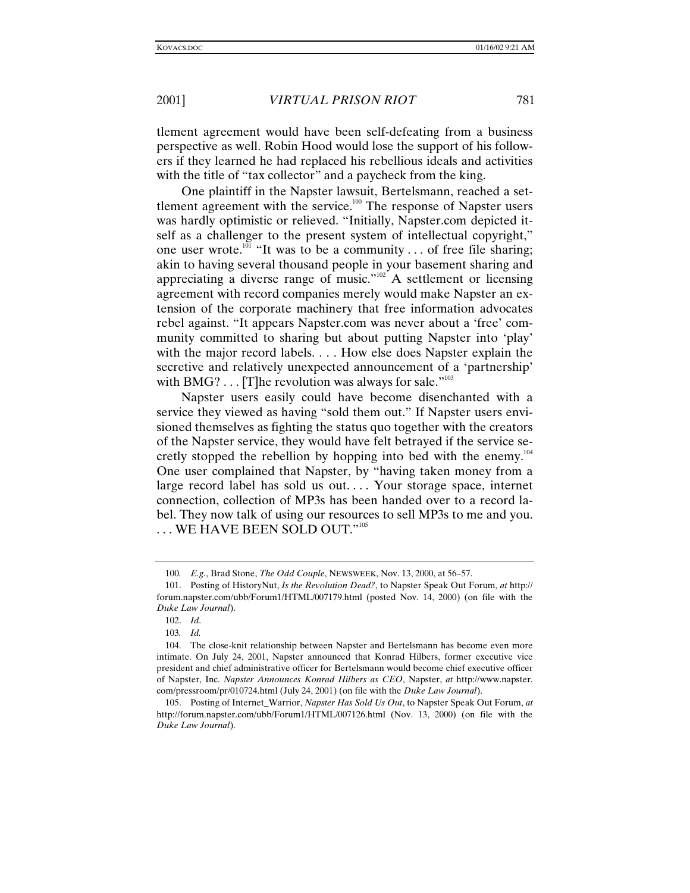tlement agreement would have been self-defeating from a business perspective as well. Robin Hood would lose the support of his followers if they learned he had replaced his rebellious ideals and activities with the title of "tax collector" and a paycheck from the king.

One plaintiff in the Napster lawsuit, Bertelsmann, reached a settlement agreement with the service.[100] The response of Napster users was hardly optimistic or relieved. "Initially, Napster.com depicted itself as a challenger to the present system of intellectual copyright," one user wrote.[101] "It was to be a community . . . of free file sharing; akin to having several thousand people in your basement sharing and appreciating a diverse range of music."[102] A settlement or licensing agreement with record companies merely would make Napster an extension of the corporate machinery that free information advocates rebel against. "It appears Napster.com was never about a 'free' community committed to sharing but about putting Napster into 'play' with the major record labels. . . . How else does Napster explain the secretive and relatively unexpected announcement of a 'partnership' with BMG? . . . [T]he revolution was always for sale."[103]

Napster users easily could have become disenchanted with a service they viewed as having "sold them out." If Napster users envisioned themselves as fighting the status quo together with the creators of the Napster service, they would have felt betrayed if the service secretly stopped the rebellion by hopping into bed with the enemy.[104] One user complained that Napster, by "having taken money from a large record label has sold us out. . . . Your storage space, internet connection, collection of MP3s has been handed over to a record label. They now talk of using our resources to sell MP3s to me and you. . . . WE HAVE BEEN SOLD OUT."[105]

---

100. *E.g.*, Brad Stone, *The Odd Couple*, NEWSWEEK, Nov. 13, 2000, at 56–57.

101. Posting of HistoryNut, *Is the Revolution Dead?*, to Napster Speak Out Forum, *at* http://forum.napster.com/ubb/Forum1/HTML/007179.html (posted Nov. 14, 2000) (on file with the *Duke Law Journal*).

102. *Id*.

103. *Id.*

104. The close-knit relationship between Napster and Bertelsmann has become even more intimate. On July 24, 2001, Napster announced that Konrad Hilbers, former executive vice president and chief administrative officer for Bertelsmann would become chief executive officer of Napster, Inc. *Napster Announces Konrad Hilbers as CEO*, Napster, *at* http://www.napster.com/pressroom/pr/010724.html (July 24, 2001) (on file with the *Duke Law Journal*).

105. Posting of Internet_Warrior, *Napster Has Sold Us Out*, to Napster Speak Out Forum, *at* http://forum.napster.com/ubb/Forum1/HTML/007126.html (Nov. 13, 2000) (on file with the *Duke Law Journal*).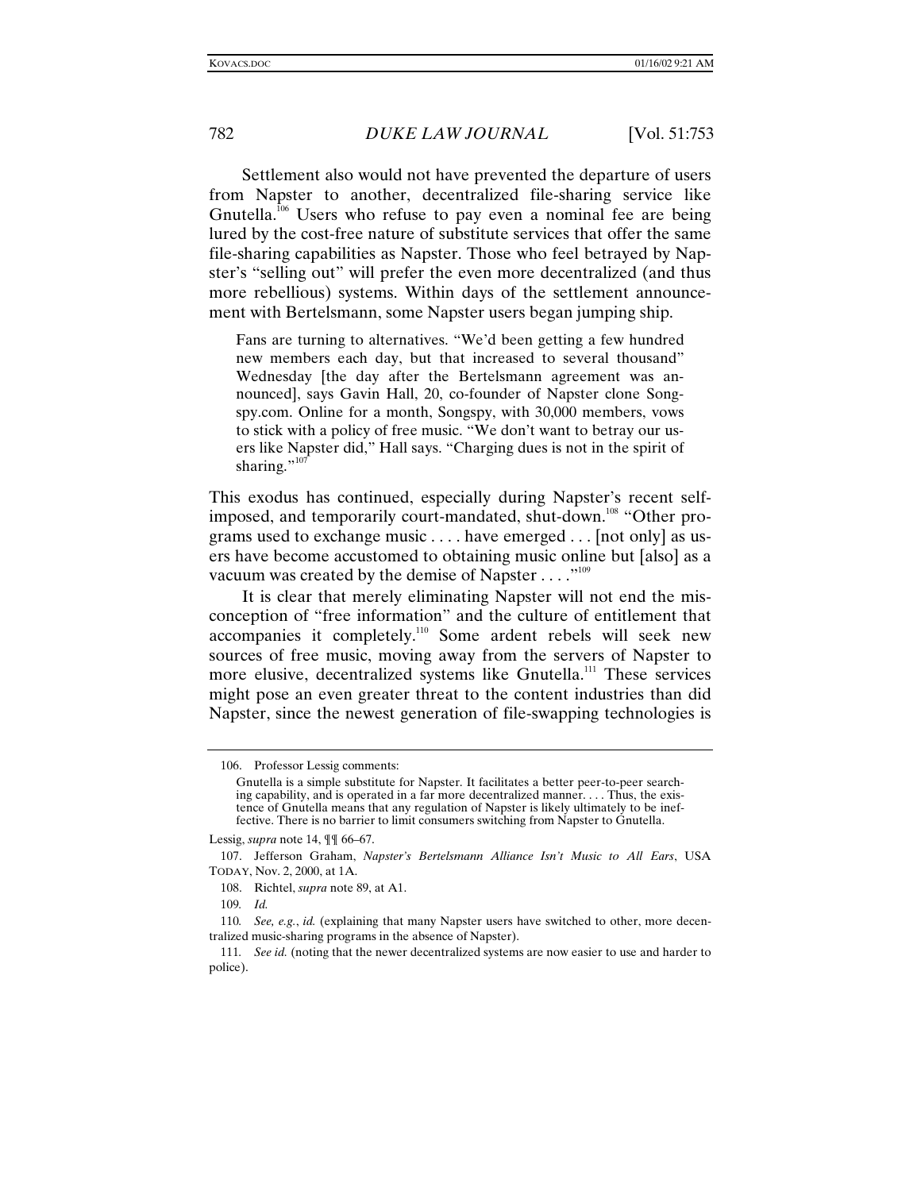Settlement also would not have prevented the departure of users from Napster to another, decentralized file-sharing service like Gnutella.[106] Users who refuse to pay even a nominal fee are being lured by the cost-free nature of substitute services that offer the same file-sharing capabilities as Napster. Those who feel betrayed by Napster's "selling out" will prefer the even more decentralized (and thus more rebellious) systems. Within days of the settlement announcement with Bertelsmann, some Napster users began jumping ship.

> Fans are turning to alternatives. "We'd been getting a few hundred new members each day, but that increased to several thousand" Wednesday [the day after the Bertelsmann agreement was announced], says Gavin Hall, 20, co-founder of Napster clone Songspy.com. Online for a month, Songspy, with 30,000 members, vows to stick with a policy of free music. "We don't want to betray our users like Napster did," Hall says. "Charging dues is not in the spirit of sharing."[107]

This exodus has continued, especially during Napster's recent self-imposed, and temporarily court-mandated, shut-down.[108] "Other programs used to exchange music . . . . have emerged . . . [not only] as users have become accustomed to obtaining music online but [also] as a vacuum was created by the demise of Napster . . . ."[109]

It is clear that merely eliminating Napster will not end the misconception of "free information" and the culture of entitlement that accompanies it completely.[110] Some ardent rebels will seek new sources of free music, moving away from the servers of Napster to more elusive, decentralized systems like Gnutella.[111] These services might pose an even greater threat to the content industries than did Napster, since the newest generation of file-swapping technologies is

---

106. Professor Lessig comments:

> Gnutella is a simple substitute for Napster. It facilitates a better peer-to-peer searching capability, and is operated in a far more decentralized manner. . . . Thus, the existence of Gnutella means that any regulation of Napster is likely ultimately to be ineffective. There is no barrier to limit consumers switching from Napster to Gnutella.

Lessig, *supra* note 14, ¶¶ 66–67.

107. Jefferson Graham, *Napster's Bertelsmann Alliance Isn't Music to All Ears*, USA TODAY, Nov. 2, 2000, at 1A.

108. Richtel, *supra* note 89, at A1.

109. *Id.*

110. *See, e.g.*, *id.* (explaining that many Napster users have switched to other, more decentralized music-sharing programs in the absence of Napster).

111. *See id.* (noting that the newer decentralized systems are now easier to use and harder to police).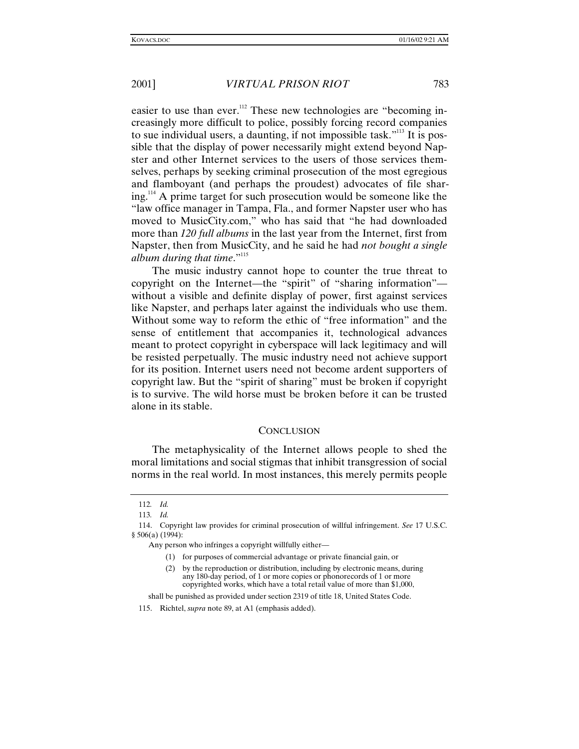easier to use than ever.[112] These new technologies are "becoming increasingly more difficult to police, possibly forcing record companies to sue individual users, a daunting, if not impossible task."[113] It is possible that the display of power necessarily might extend beyond Napster and other Internet services to the users of those services themselves, perhaps by seeking criminal prosecution of the most egregious and flamboyant (and perhaps the proudest) advocates of file sharing.[114] A prime target for such prosecution would be someone like the "law office manager in Tampa, Fla., and former Napster user who has moved to MusicCity.com," who has said that "he had downloaded more than *120 full albums* in the last year from the Internet, first from Napster, then from MusicCity, and he said he had *not bought a single album during that time*."[115]

The music industry cannot hope to counter the true threat to copyright on the Internet—the "spirit" of "sharing information"—without a visible and definite display of power, first against services like Napster, and perhaps later against the individuals who use them. Without some way to reform the ethic of "free information" and the sense of entitlement that accompanies it, technological advances meant to protect copyright in cyberspace will lack legitimacy and will be resisted perpetually. The music industry need not achieve support for its position. Internet users need not become ardent supporters of copyright law. But the "spirit of sharing" must be broken if copyright is to survive. The wild horse must be broken before it can be trusted alone in its stable.

## CONCLUSION

The metaphysicality of the Internet allows people to shed the moral limitations and social stigmas that inhibit transgression of social norms in the real world. In most instances, this merely permits people

---

112. *Id.*

113. *Id.*

114. Copyright law provides for criminal prosecution of willful infringement. *See* 17 U.S.C. § 506(a) (1994):

> Any person who infringes a copyright willfully either—
>
> (1) for purposes of commercial advantage or private financial gain, or
>
> (2) by the reproduction or distribution, including by electronic means, during any 180-day period, of 1 or more copies or phonorecords of 1 or more copyrighted works, which have a total retail value of more than $1,000,
>
> shall be punished as provided under section 2319 of title 18, United States Code.

115. Richtel, *supra* note 89, at A1 (emphasis added).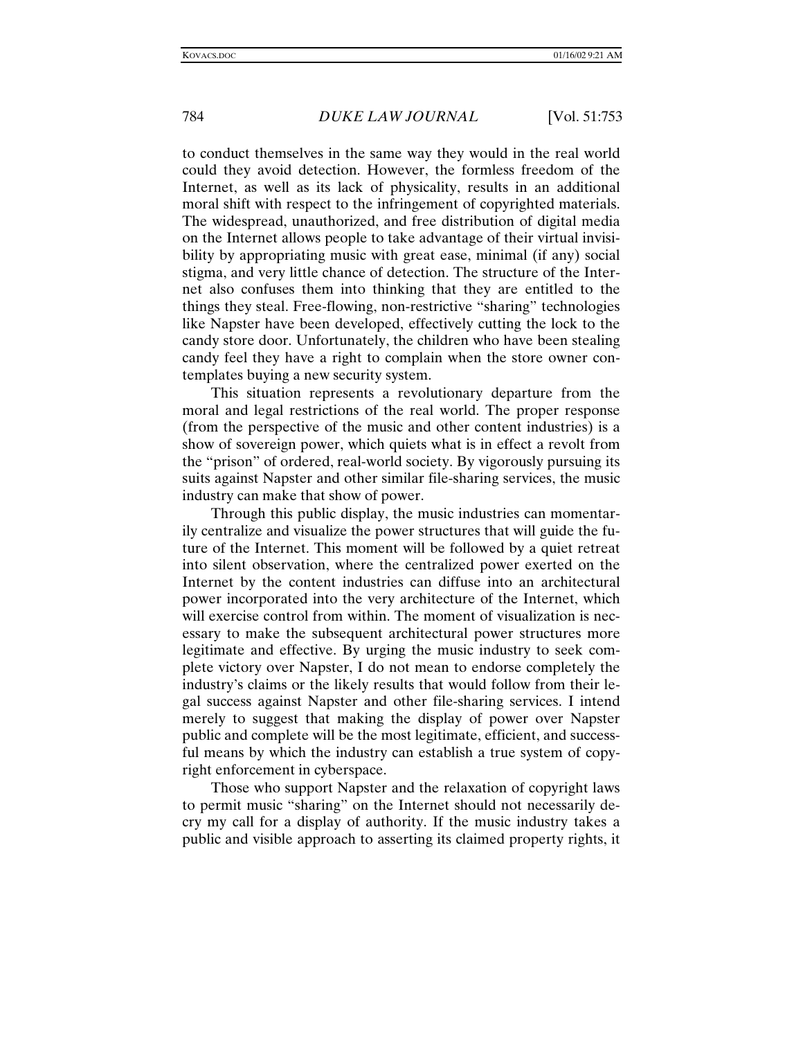to conduct themselves in the same way they would in the real world could they avoid detection. However, the formless freedom of the Internet, as well as its lack of physicality, results in an additional moral shift with respect to the infringement of copyrighted materials. The widespread, unauthorized, and free distribution of digital media on the Internet allows people to take advantage of their virtual invisibility by appropriating music with great ease, minimal (if any) social stigma, and very little chance of detection. The structure of the Internet also confuses them into thinking that they are entitled to the things they steal. Free-flowing, non-restrictive "sharing" technologies like Napster have been developed, effectively cutting the lock to the candy store door. Unfortunately, the children who have been stealing candy feel they have a right to complain when the store owner contemplates buying a new security system.

This situation represents a revolutionary departure from the moral and legal restrictions of the real world. The proper response (from the perspective of the music and other content industries) is a show of sovereign power, which quiets what is in effect a revolt from the "prison" of ordered, real-world society. By vigorously pursuing its suits against Napster and other similar file-sharing services, the music industry can make that show of power.

Through this public display, the music industries can momentarily centralize and visualize the power structures that will guide the future of the Internet. This moment will be followed by a quiet retreat into silent observation, where the centralized power exerted on the Internet by the content industries can diffuse into an architectural power incorporated into the very architecture of the Internet, which will exercise control from within. The moment of visualization is necessary to make the subsequent architectural power structures more legitimate and effective. By urging the music industry to seek complete victory over Napster, I do not mean to endorse completely the industry's claims or the likely results that would follow from their legal success against Napster and other file-sharing services. I intend merely to suggest that making the display of power over Napster public and complete will be the most legitimate, efficient, and successful means by which the industry can establish a true system of copyright enforcement in cyberspace.

Those who support Napster and the relaxation of copyright laws to permit music "sharing" on the Internet should not necessarily decry my call for a display of authority. If the music industry takes a public and visible approach to asserting its claimed property rights, it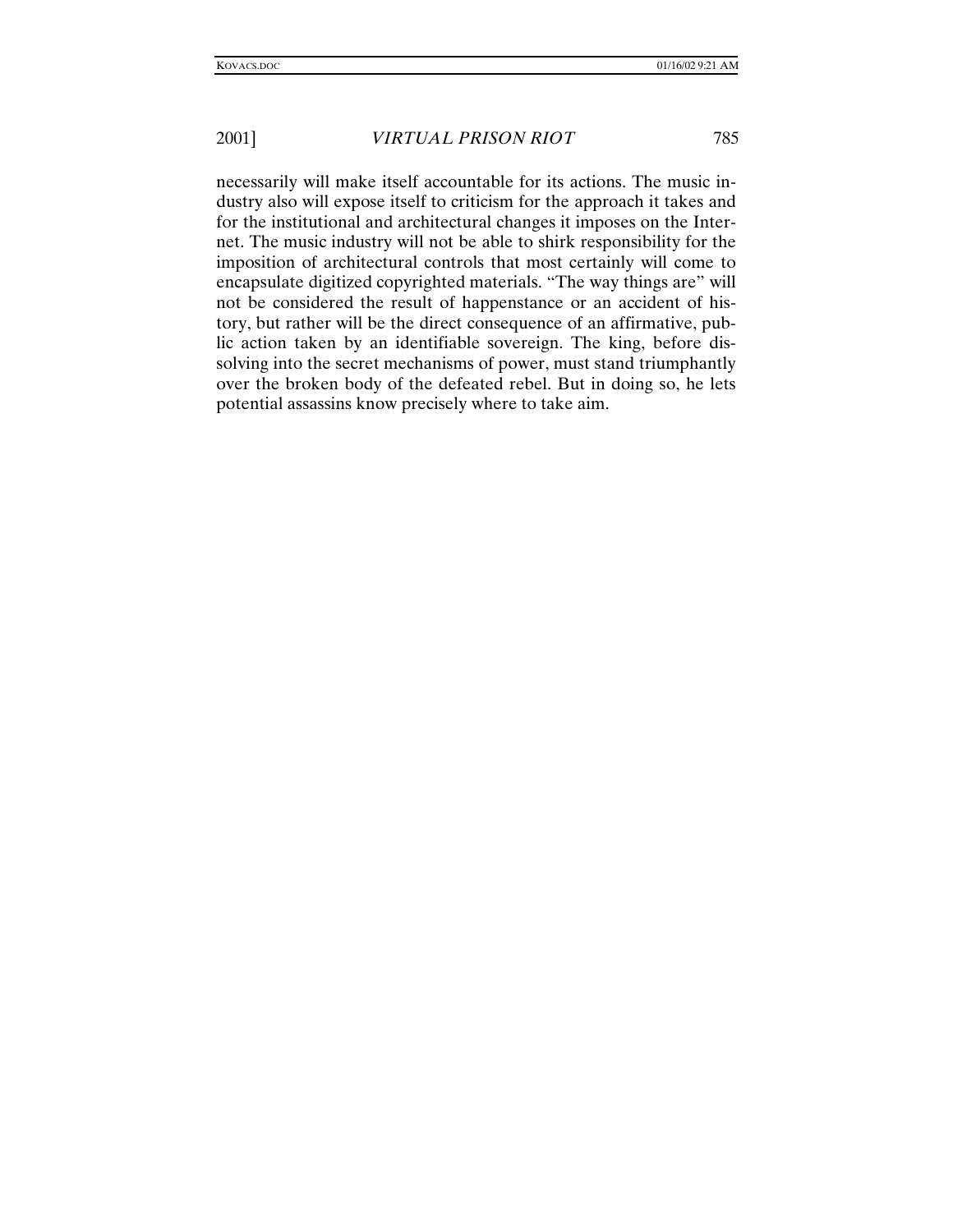necessarily will make itself accountable for its actions. The music industry also will expose itself to criticism for the approach it takes and for the institutional and architectural changes it imposes on the Internet. The music industry will not be able to shirk responsibility for the imposition of architectural controls that most certainly will come to encapsulate digitized copyrighted materials. "The way things are" will not be considered the result of happenstance or an accident of history, but rather will be the direct consequence of an affirmative, public action taken by an identifiable sovereign. The king, before dissolving into the secret mechanisms of power, must stand triumphantly over the broken body of the defeated rebel. But in doing so, he lets potential assassins know precisely where to take aim.